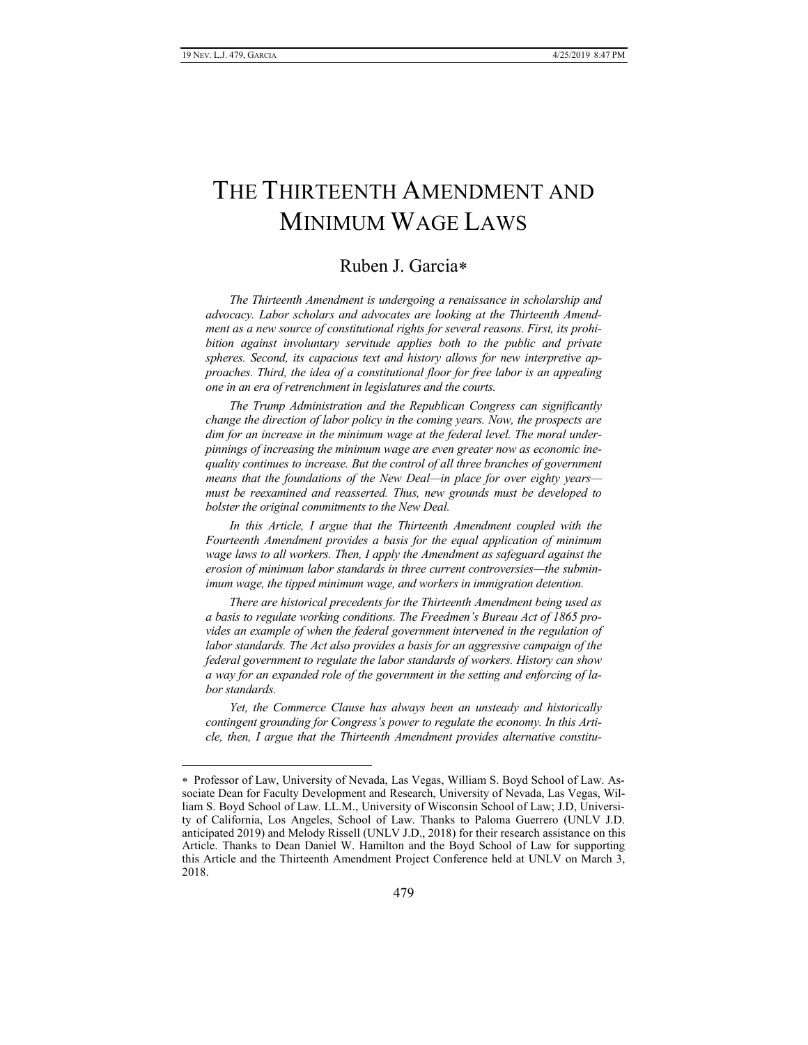# THE THIRTEENTH AMENDMENT AND MINIMUM WAGE LAWS

## Ruben J. Garcia*

*The Thirteenth Amendment is undergoing a renaissance in scholarship and advocacy. Labor scholars and advocates are looking at the Thirteenth Amendment as a new source of constitutional rights for several reasons. First, its prohibition against involuntary servitude applies both to the public and private spheres. Second, its capacious text and history allows for new interpretive approaches. Third, the idea of a constitutional floor for free labor is an appealing one in an era of retrenchment in legislatures and the courts.*

*The Trump Administration and the Republican Congress can significantly change the direction of labor policy in the coming years. Now, the prospects are dim for an increase in the minimum wage at the federal level. The moral underpinnings of increasing the minimum wage are even greater now as economic inequality continues to increase. But the control of all three branches of government means that the foundations of the New Deal—in place for over eighty years—must be reexamined and reasserted. Thus, new grounds must be developed to bolster the original commitments to the New Deal.*

*In this Article, I argue that the Thirteenth Amendment coupled with the Fourteenth Amendment provides a basis for the equal application of minimum wage laws to all workers. Then, I apply the Amendment as safeguard against the erosion of minimum labor standards in three current controversies—the subminimum wage, the tipped minimum wage, and workers in immigration detention.*

*There are historical precedents for the Thirteenth Amendment being used as a basis to regulate working conditions. The Freedmen's Bureau Act of 1865 provides an example of when the federal government intervened in the regulation of labor standards. The Act also provides a basis for an aggressive campaign of the federal government to regulate the labor standards of workers. History can show a way for an expanded role of the government in the setting and enforcing of labor standards.*

*Yet, the Commerce Clause has always been an unsteady and historically contingent grounding for Congress's power to regulate the economy. In this Article, then, I argue that the Thirteenth Amendment provides alternative constitu-*

---

\* Professor of Law, University of Nevada, Las Vegas, William S. Boyd School of Law. Associate Dean for Faculty Development and Research, University of Nevada, Las Vegas, William S. Boyd School of Law. LL.M., University of Wisconsin School of Law; J.D, University of California, Los Angeles, School of Law. Thanks to Paloma Guerrero (UNLV J.D. anticipated 2019) and Melody Rissell (UNLV J.D., 2018) for their research assistance on this Article. Thanks to Dean Daniel W. Hamilton and the Boyd School of Law for supporting this Article and the Thirteenth Amendment Project Conference held at UNLV on March 3, 2018.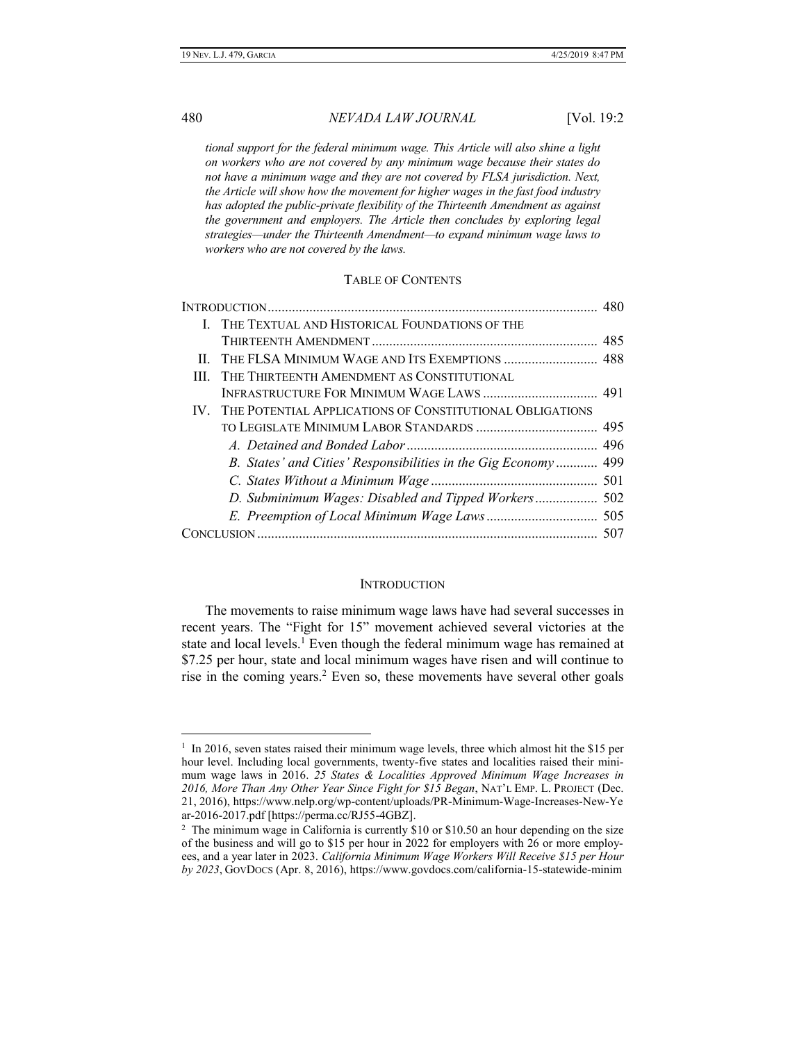*tional support for the federal minimum wage. This Article will also shine a light on workers who are not covered by any minimum wage because their states do not have a minimum wage and they are not covered by FLSA jurisdiction. Next, the Article will show how the movement for higher wages in the fast food industry has adopted the public-private flexibility of the Thirteenth Amendment as against the government and employers. The Article then concludes by exploring legal strategies—under the Thirteenth Amendment—to expand minimum wage laws to workers who are not covered by the laws.*

TABLE OF CONTENTS

| | |
|---|---|
| INTRODUCTION | 480 |
| I. THE TEXTUAL AND HISTORICAL FOUNDATIONS OF THE THIRTEENTH AMENDMENT | 485 |
| II. THE FLSA MINIMUM WAGE AND ITS EXEMPTIONS | 488 |
| III. THE THIRTEENTH AMENDMENT AS CONSTITUTIONAL INFRASTRUCTURE FOR MINIMUM WAGE LAWS | 491 |
| IV. THE POTENTIAL APPLICATIONS OF CONSTITUTIONAL OBLIGATIONS TO LEGISLATE MINIMUM LABOR STANDARDS | 495 |
| *A. Detained and Bonded Labor* | 496 |
| *B. States' and Cities' Responsibilities in the Gig Economy* | 499 |
| *C. States Without a Minimum Wage* | 501 |
| *D. Subminimum Wages: Disabled and Tipped Workers* | 502 |
| *E. Preemption of Local Minimum Wage Laws* | 505 |
| CONCLUSION | 507 |

## INTRODUCTION

The movements to raise minimum wage laws have had several successes in recent years. The "Fight for 15" movement achieved several victories at the state and local levels.[1] Even though the federal minimum wage has remained at $7.25 per hour, state and local minimum wages have risen and will continue to rise in the coming years.[2] Even so, these movements have several other goals

---

[1] In 2016, seven states raised their minimum wage levels, three which almost hit the $15 per hour level. Including local governments, twenty-five states and localities raised their minimum wage laws in 2016. *25 States & Localities Approved Minimum Wage Increases in 2016, More Than Any Other Year Since Fight for $15 Began*, NAT'L EMP. L. PROJECT (Dec. 21, 2016), https://www.nelp.org/wp-content/uploads/PR-Minimum-Wage-Increases-New-Year-2016-2017.pdf [https://perma.cc/RJ55-4GBZ].

[2] The minimum wage in California is currently $10 or $10.50 an hour depending on the size of the business and will go to $15 per hour in 2022 for employers with 26 or more employees, and a year later in 2023. *California Minimum Wage Workers Will Receive $15 per Hour by 2023*, GOVDOCS (Apr. 8, 2016), https://www.govdocs.com/california-15-statewide-minim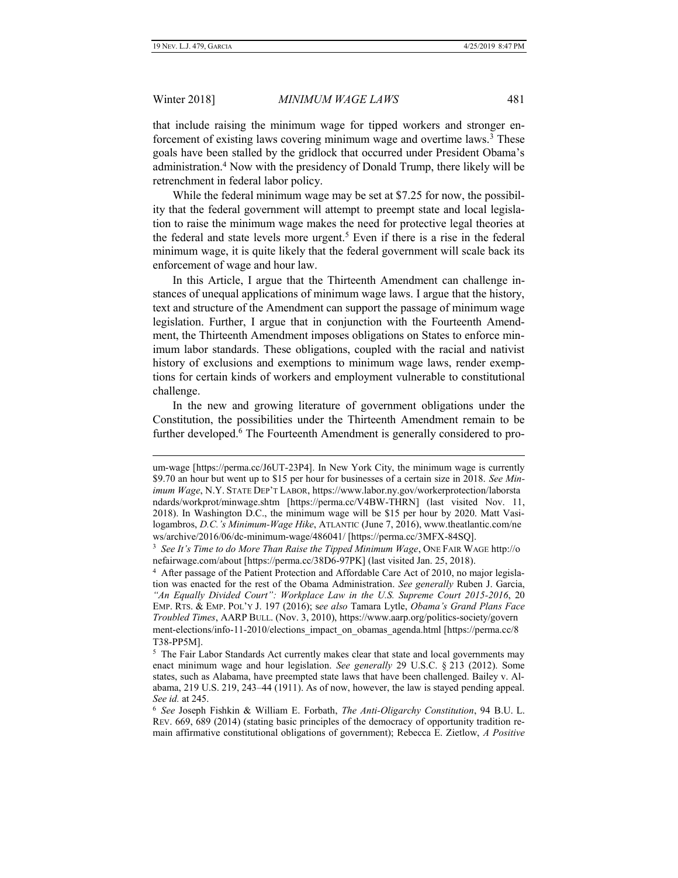that include raising the minimum wage for tipped workers and stronger enforcement of existing laws covering minimum wage and overtime laws.[3] These goals have been stalled by the gridlock that occurred under President Obama's administration.[4] Now with the presidency of Donald Trump, there likely will be retrenchment in federal labor policy.

While the federal minimum wage may be set at $7.25 for now, the possibility that the federal government will attempt to preempt state and local legislation to raise the minimum wage makes the need for protective legal theories at the federal and state levels more urgent.[5] Even if there is a rise in the federal minimum wage, it is quite likely that the federal government will scale back its enforcement of wage and hour law.

In this Article, I argue that the Thirteenth Amendment can challenge instances of unequal applications of minimum wage laws. I argue that the history, text and structure of the Amendment can support the passage of minimum wage legislation. Further, I argue that in conjunction with the Fourteenth Amendment, the Thirteenth Amendment imposes obligations on States to enforce minimum labor standards. These obligations, coupled with the racial and nativist history of exclusions and exemptions to minimum wage laws, render exemptions for certain kinds of workers and employment vulnerable to constitutional challenge.

In the new and growing literature of government obligations under the Constitution, the possibilities under the Thirteenth Amendment remain to be further developed.[6] The Fourteenth Amendment is generally considered to pro-

---

um-wage [https://perma.cc/J6UT-23P4]. In New York City, the minimum wage is currently $9.70 an hour but went up to $15 per hour for businesses of a certain size in 2018. *See Minimum Wage*, N.Y. STATE DEP'T LABOR, https://www.labor.ny.gov/workerprotection/laborstandards/workprot/minwage.shtm [https://perma.cc/V4BW-THRN] (last visited Nov. 11, 2018). In Washington D.C., the minimum wage will be $15 per hour by 2020. Matt Vasilogambros, *D.C.'s Minimum-Wage Hike*, ATLANTIC (June 7, 2016), www.theatlantic.com/news/archive/2016/06/dc-minimum-wage/486041/ [https://perma.cc/3MFX-84SQ].

[3] *See It's Time to do More Than Raise the Tipped Minimum Wage*, ONE FAIR WAGE http://onefairwage.com/about [https://perma.cc/38D6-97PK] (last visited Jan. 25, 2018).

[4] After passage of the Patient Protection and Affordable Care Act of 2010, no major legislation was enacted for the rest of the Obama Administration. *See generally* Ruben J. Garcia, *"An Equally Divided Court": Workplace Law in the U.S. Supreme Court 2015-2016*, 20 EMP. RTS. & EMP. POL'Y J. 197 (2016); *see also* Tamara Lytle, *Obama's Grand Plans Face Troubled Times*, AARP BULL. (Nov. 3, 2010), https://www.aarp.org/politics-society/government-elections/info-11-2010/elections_impact_on_obamas_agenda.html [https://perma.cc/8T38-PP5M].

[5] The Fair Labor Standards Act currently makes clear that state and local governments may enact minimum wage and hour legislation. *See generally* 29 U.S.C. § 213 (2012). Some states, such as Alabama, have preempted state laws that have been challenged. Bailey v. Alabama, 219 U.S. 219, 243–44 (1911). As of now, however, the law is stayed pending appeal. *See id.* at 245.

[6] *See* Joseph Fishkin & William E. Forbath, *The Anti-Oligarchy Constitution*, 94 B.U. L. REV. 669, 689 (2014) (stating basic principles of the democracy of opportunity tradition remain affirmative constitutional obligations of government); Rebecca E. Zietlow, *A Positive*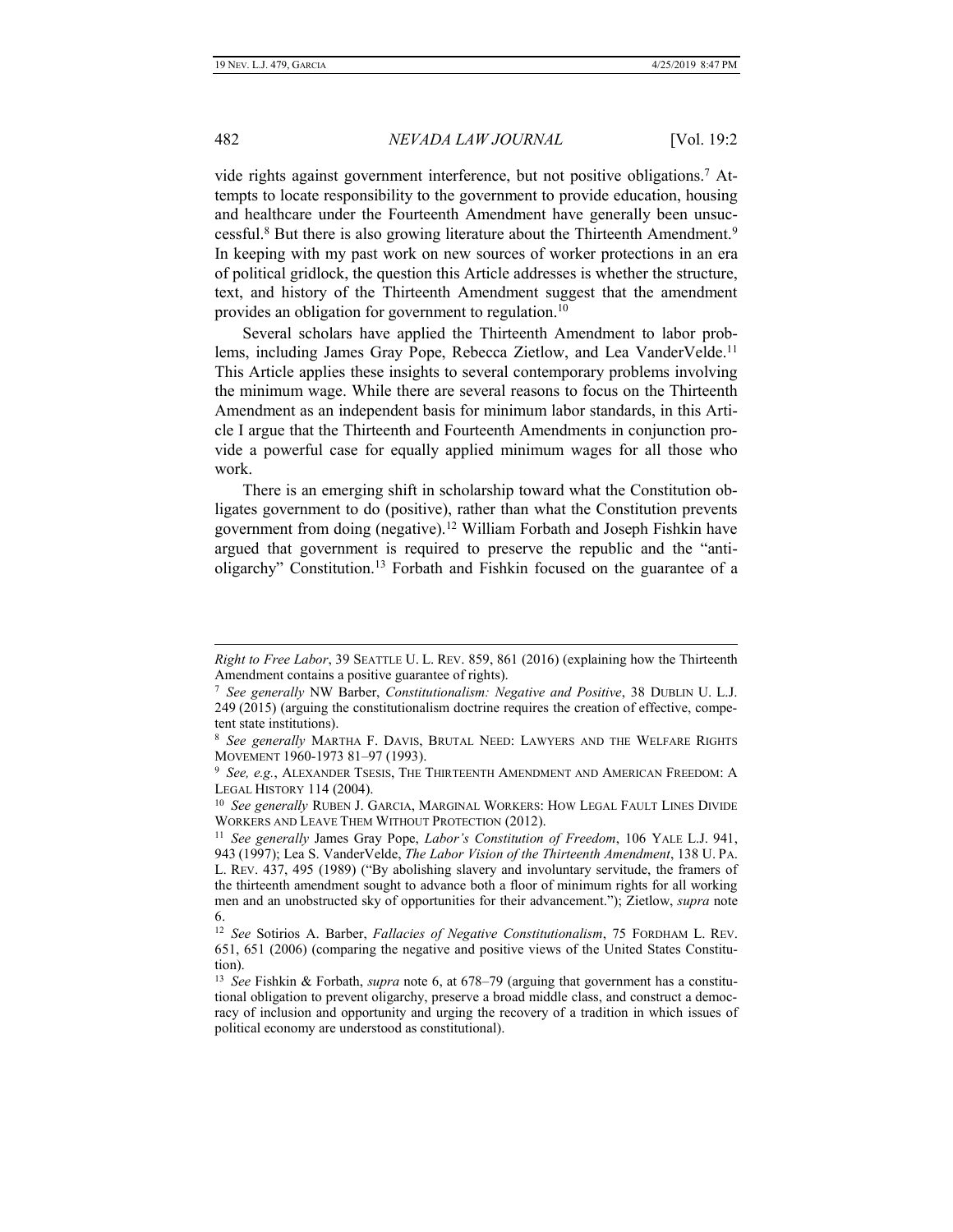vide rights against government interference, but not positive obligations.[7] Attempts to locate responsibility to the government to provide education, housing and healthcare under the Fourteenth Amendment have generally been unsuccessful.[8] But there is also growing literature about the Thirteenth Amendment.[9] In keeping with my past work on new sources of worker protections in an era of political gridlock, the question this Article addresses is whether the structure, text, and history of the Thirteenth Amendment suggest that the amendment provides an obligation for government to regulation.[10]

Several scholars have applied the Thirteenth Amendment to labor problems, including James Gray Pope, Rebecca Zietlow, and Lea VanderVelde.[11] This Article applies these insights to several contemporary problems involving the minimum wage. While there are several reasons to focus on the Thirteenth Amendment as an independent basis for minimum labor standards, in this Article I argue that the Thirteenth and Fourteenth Amendments in conjunction provide a powerful case for equally applied minimum wages for all those who work.

There is an emerging shift in scholarship toward what the Constitution obligates government to do (positive), rather than what the Constitution prevents government from doing (negative).[12] William Forbath and Joseph Fishkin have argued that government is required to preserve the republic and the "anti-oligarchy" Constitution.[13] Forbath and Fishkin focused on the guarantee of a

---

*Right to Free Labor*, 39 SEATTLE U. L. REV. 859, 861 (2016) (explaining how the Thirteenth Amendment contains a positive guarantee of rights).

[7] *See generally* NW Barber, *Constitutionalism: Negative and Positive*, 38 DUBLIN U. L.J. 249 (2015) (arguing the constitutionalism doctrine requires the creation of effective, competent state institutions).

[8] *See generally* MARTHA F. DAVIS, BRUTAL NEED: LAWYERS AND THE WELFARE RIGHTS MOVEMENT 1960-1973 81–97 (1993).

[9] *See, e.g.*, ALEXANDER TSESIS, THE THIRTEENTH AMENDMENT AND AMERICAN FREEDOM: A LEGAL HISTORY 114 (2004).

[10] *See generally* RUBEN J. GARCIA, MARGINAL WORKERS: HOW LEGAL FAULT LINES DIVIDE WORKERS AND LEAVE THEM WITHOUT PROTECTION (2012).

[11] *See generally* James Gray Pope, *Labor's Constitution of Freedom*, 106 YALE L.J. 941, 943 (1997); Lea S. VanderVelde, *The Labor Vision of the Thirteenth Amendment*, 138 U. PA. L. REV. 437, 495 (1989) ("By abolishing slavery and involuntary servitude, the framers of the thirteenth amendment sought to advance both a floor of minimum rights for all working men and an unobstructed sky of opportunities for their advancement."); Zietlow, *supra* note 6.

[12] *See* Sotirios A. Barber, *Fallacies of Negative Constitutionalism*, 75 FORDHAM L. REV. 651, 651 (2006) (comparing the negative and positive views of the United States Constitution).

[13] *See* Fishkin & Forbath, *supra* note 6, at 678–79 (arguing that government has a constitutional obligation to prevent oligarchy, preserve a broad middle class, and construct a democracy of inclusion and opportunity and urging the recovery of a tradition in which issues of political economy are understood as constitutional).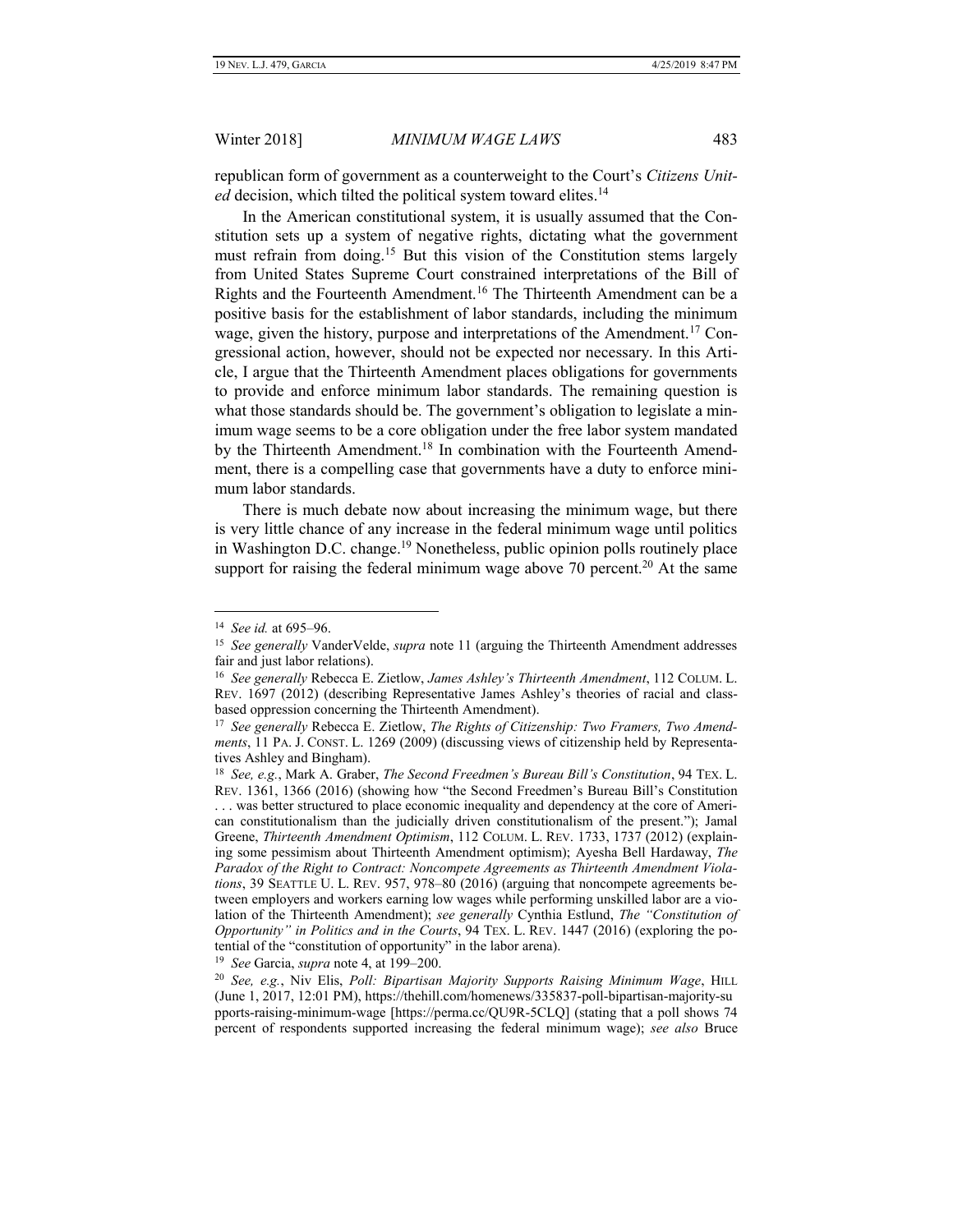republican form of government as a counterweight to the Court's *Citizens United* decision, which tilted the political system toward elites.[14]

In the American constitutional system, it is usually assumed that the Constitution sets up a system of negative rights, dictating what the government must refrain from doing.[15] But this vision of the Constitution stems largely from United States Supreme Court constrained interpretations of the Bill of Rights and the Fourteenth Amendment.[16] The Thirteenth Amendment can be a positive basis for the establishment of labor standards, including the minimum wage, given the history, purpose and interpretations of the Amendment.[17] Congressional action, however, should not be expected nor necessary. In this Article, I argue that the Thirteenth Amendment places obligations for governments to provide and enforce minimum labor standards. The remaining question is what those standards should be. The government's obligation to legislate a minimum wage seems to be a core obligation under the free labor system mandated by the Thirteenth Amendment.[18] In combination with the Fourteenth Amendment, there is a compelling case that governments have a duty to enforce minimum labor standards.

There is much debate now about increasing the minimum wage, but there is very little chance of any increase in the federal minimum wage until politics in Washington D.C. change.[19] Nonetheless, public opinion polls routinely place support for raising the federal minimum wage above 70 percent.[20] At the same

---

[14] *See id.* at 695–96.

[15] *See generally* VanderVelde, *supra* note 11 (arguing the Thirteenth Amendment addresses fair and just labor relations).

[16] *See generally* Rebecca E. Zietlow, *James Ashley's Thirteenth Amendment*, 112 COLUM. L. REV. 1697 (2012) (describing Representative James Ashley's theories of racial and class-based oppression concerning the Thirteenth Amendment).

[17] *See generally* Rebecca E. Zietlow, *The Rights of Citizenship: Two Framers, Two Amendments*, 11 PA. J. CONST. L. 1269 (2009) (discussing views of citizenship held by Representatives Ashley and Bingham).

[18] *See, e.g.*, Mark A. Graber, *The Second Freedmen's Bureau Bill's Constitution*, 94 TEX. L. REV. 1361, 1366 (2016) (showing how "the Second Freedmen's Bureau Bill's Constitution . . . was better structured to place economic inequality and dependency at the core of American constitutionalism than the judicially driven constitutionalism of the present."); Jamal Greene, *Thirteenth Amendment Optimism*, 112 COLUM. L. REV. 1733, 1737 (2012) (explaining some pessimism about Thirteenth Amendment optimism); Ayesha Bell Hardaway, *The Paradox of the Right to Contract: Noncompete Agreements as Thirteenth Amendment Violations*, 39 SEATTLE U. L. REV. 957, 978–80 (2016) (arguing that noncompete agreements between employers and workers earning low wages while performing unskilled labor are a violation of the Thirteenth Amendment); *see generally* Cynthia Estlund, *The "Constitution of Opportunity" in Politics and in the Courts*, 94 TEX. L. REV. 1447 (2016) (exploring the potential of the "constitution of opportunity" in the labor arena).

[19] *See* Garcia, *supra* note 4, at 199–200.

[20] *See, e.g.*, Niv Elis, *Poll: Bipartisan Majority Supports Raising Minimum Wage*, HILL (June 1, 2017, 12:01 PM), https://thehill.com/homenews/335837-poll-bipartisan-majority-supports-raising-minimum-wage [https://perma.cc/QU9R-5CLQ] (stating that a poll shows 74 percent of respondents supported increasing the federal minimum wage); *see also* Bruce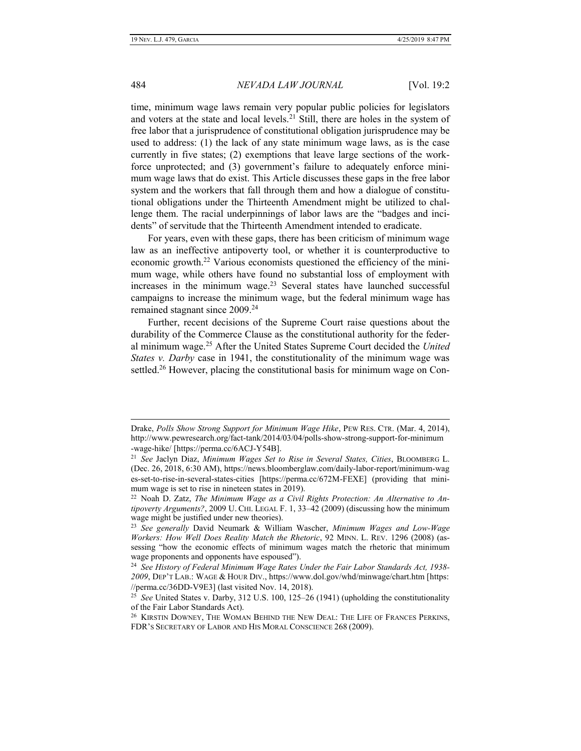time, minimum wage laws remain very popular public policies for legislators and voters at the state and local levels.[21] Still, there are holes in the system of free labor that a jurisprudence of constitutional obligation jurisprudence may be used to address: (1) the lack of any state minimum wage laws, as is the case currently in five states; (2) exemptions that leave large sections of the workforce unprotected; and (3) government's failure to adequately enforce minimum wage laws that do exist. This Article discusses these gaps in the free labor system and the workers that fall through them and how a dialogue of constitutional obligations under the Thirteenth Amendment might be utilized to challenge them. The racial underpinnings of labor laws are the "badges and incidents" of servitude that the Thirteenth Amendment intended to eradicate.

For years, even with these gaps, there has been criticism of minimum wage law as an ineffective antipoverty tool, or whether it is counterproductive to economic growth.[22] Various economists questioned the efficiency of the minimum wage, while others have found no substantial loss of employment with increases in the minimum wage.[23] Several states have launched successful campaigns to increase the minimum wage, but the federal minimum wage has remained stagnant since 2009.[24]

Further, recent decisions of the Supreme Court raise questions about the durability of the Commerce Clause as the constitutional authority for the federal minimum wage.[25] After the United States Supreme Court decided the *United States v. Darby* case in 1941, the constitutionality of the minimum wage was settled.[26] However, placing the constitutional basis for minimum wage on Con-

---

Drake, *Polls Show Strong Support for Minimum Wage Hike*, PEW RES. CTR. (Mar. 4, 2014), http://www.pewresearch.org/fact-tank/2014/03/04/polls-show-strong-support-for-minimum-wage-hike/ [https://perma.cc/6ACJ-Y54B].

[21] *See* Jaclyn Diaz, *Minimum Wages Set to Rise in Several States, Cities*, BLOOMBERG L. (Dec. 26, 2018, 6:30 AM), https://news.bloomberglaw.com/daily-labor-report/minimum-wages-set-to-rise-in-several-states-cities [https://perma.cc/672M-FEXE] (providing that minimum wage is set to rise in nineteen states in 2019).

[22] Noah D. Zatz, *The Minimum Wage as a Civil Rights Protection: An Alternative to Antipoverty Arguments?*, 2009 U. CHI. LEGAL F. 1, 33–42 (2009) (discussing how the minimum wage might be justified under new theories).

[23] *See generally* David Neumark & William Wascher, *Minimum Wages and Low-Wage Workers: How Well Does Reality Match the Rhetoric*, 92 MINN. L. REV. 1296 (2008) (assessing "how the economic effects of minimum wages match the rhetoric that minimum wage proponents and opponents have espoused").

[24] *See History of Federal Minimum Wage Rates Under the Fair Labor Standards Act, 1938-2009*, DEP'T LAB.: WAGE & HOUR DIV., https://www.dol.gov/whd/minwage/chart.htm [https://perma.cc/36DD-V9E3] (last visited Nov. 14, 2018).

[25] *See* United States v. Darby, 312 U.S. 100, 125–26 (1941) (upholding the constitutionality of the Fair Labor Standards Act).

[26] KIRSTIN DOWNEY, THE WOMAN BEHIND THE NEW DEAL: THE LIFE OF FRANCES PERKINS, FDR'S SECRETARY OF LABOR AND HIS MORAL CONSCIENCE 268 (2009).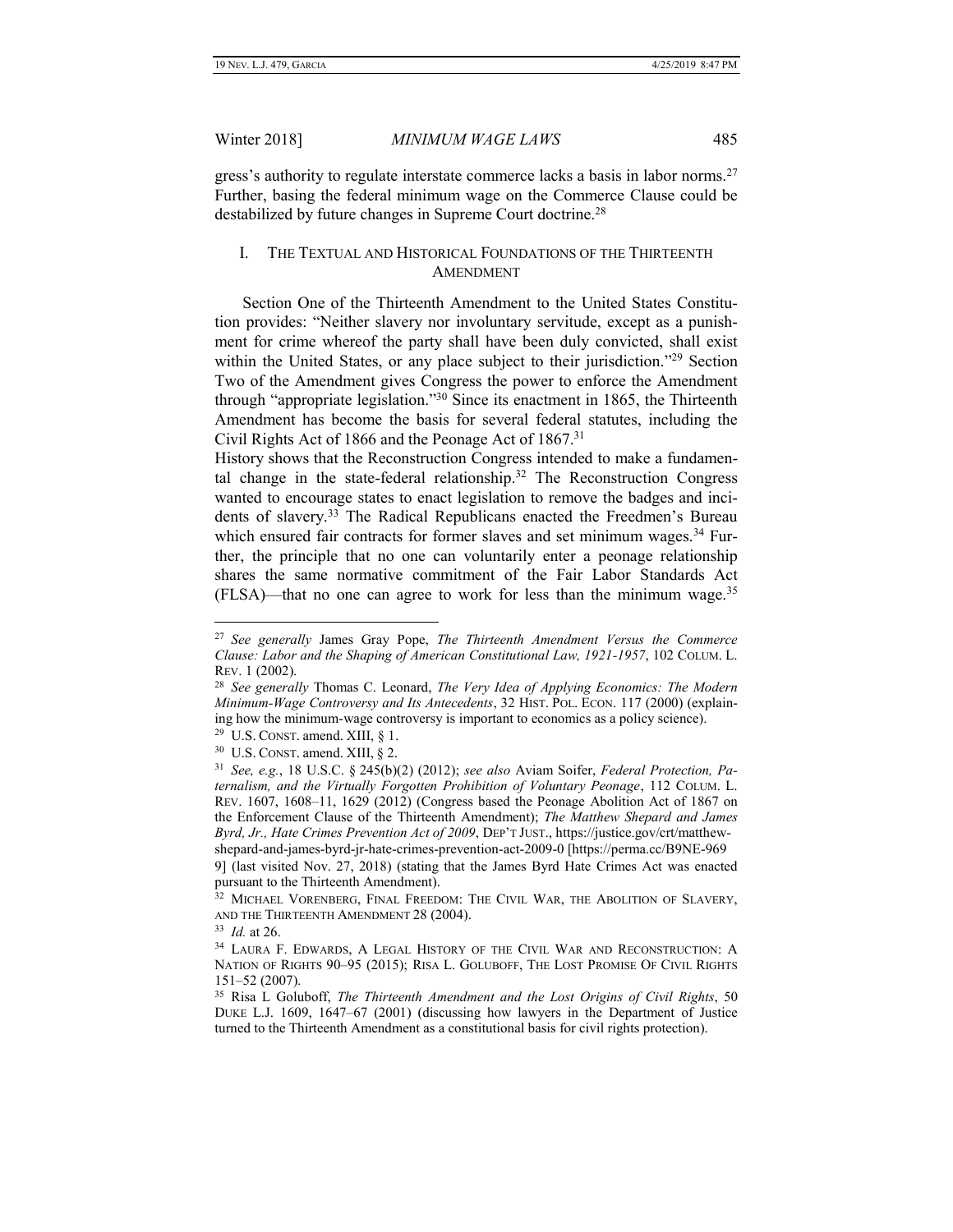gress's authority to regulate interstate commerce lacks a basis in labor norms.[27] Further, basing the federal minimum wage on the Commerce Clause could be destabilized by future changes in Supreme Court doctrine.[28]

## I. THE TEXTUAL AND HISTORICAL FOUNDATIONS OF THE THIRTEENTH AMENDMENT

Section One of the Thirteenth Amendment to the United States Constitution provides: "Neither slavery nor involuntary servitude, except as a punishment for crime whereof the party shall have been duly convicted, shall exist within the United States, or any place subject to their jurisdiction."[29] Section Two of the Amendment gives Congress the power to enforce the Amendment through "appropriate legislation."[30] Since its enactment in 1865, the Thirteenth Amendment has become the basis for several federal statutes, including the Civil Rights Act of 1866 and the Peonage Act of 1867.[31]

History shows that the Reconstruction Congress intended to make a fundamental change in the state-federal relationship.[32] The Reconstruction Congress wanted to encourage states to enact legislation to remove the badges and incidents of slavery.[33] The Radical Republicans enacted the Freedmen's Bureau which ensured fair contracts for former slaves and set minimum wages.[34] Further, the principle that no one can voluntarily enter a peonage relationship shares the same normative commitment of the Fair Labor Standards Act (FLSA)—that no one can agree to work for less than the minimum wage.[35]

---

[27] *See generally* James Gray Pope, *The Thirteenth Amendment Versus the Commerce Clause: Labor and the Shaping of American Constitutional Law, 1921-1957*, 102 COLUM. L. REV. 1 (2002).

[28] *See generally* Thomas C. Leonard, *The Very Idea of Applying Economics: The Modern Minimum-Wage Controversy and Its Antecedents*, 32 HIST. POL. ECON. 117 (2000) (explaining how the minimum-wage controversy is important to economics as a policy science).

[29] U.S. CONST. amend. XIII, § 1.

[30] U.S. CONST. amend. XIII, § 2.

[31] *See, e.g.*, 18 U.S.C. § 245(b)(2) (2012); *see also* Aviam Soifer, *Federal Protection, Paternalism, and the Virtually Forgotten Prohibition of Voluntary Peonage*, 112 COLUM. L. REV. 1607, 1608–11, 1629 (2012) (Congress based the Peonage Abolition Act of 1867 on the Enforcement Clause of the Thirteenth Amendment); *The Matthew Shepard and James Byrd, Jr., Hate Crimes Prevention Act of 2009*, DEP'T JUST., https://justice.gov/crt/matthew-shepard-and-james-byrd-jr-hate-crimes-prevention-act-2009-0 [https://perma.cc/B9NE-9699] (last visited Nov. 27, 2018) (stating that the James Byrd Hate Crimes Act was enacted pursuant to the Thirteenth Amendment).

[32] MICHAEL VORENBERG, FINAL FREEDOM: THE CIVIL WAR, THE ABOLITION OF SLAVERY, AND THE THIRTEENTH AMENDMENT 28 (2004).

[33] *Id.* at 26.

[34] LAURA F. EDWARDS, A LEGAL HISTORY OF THE CIVIL WAR AND RECONSTRUCTION: A NATION OF RIGHTS 90–95 (2015); RISA L. GOLUBOFF, THE LOST PROMISE OF CIVIL RIGHTS 151–52 (2007).

[35] Risa L Goluboff, *The Thirteenth Amendment and the Lost Origins of Civil Rights*, 50 DUKE L.J. 1609, 1647–67 (2001) (discussing how lawyers in the Department of Justice turned to the Thirteenth Amendment as a constitutional basis for civil rights protection).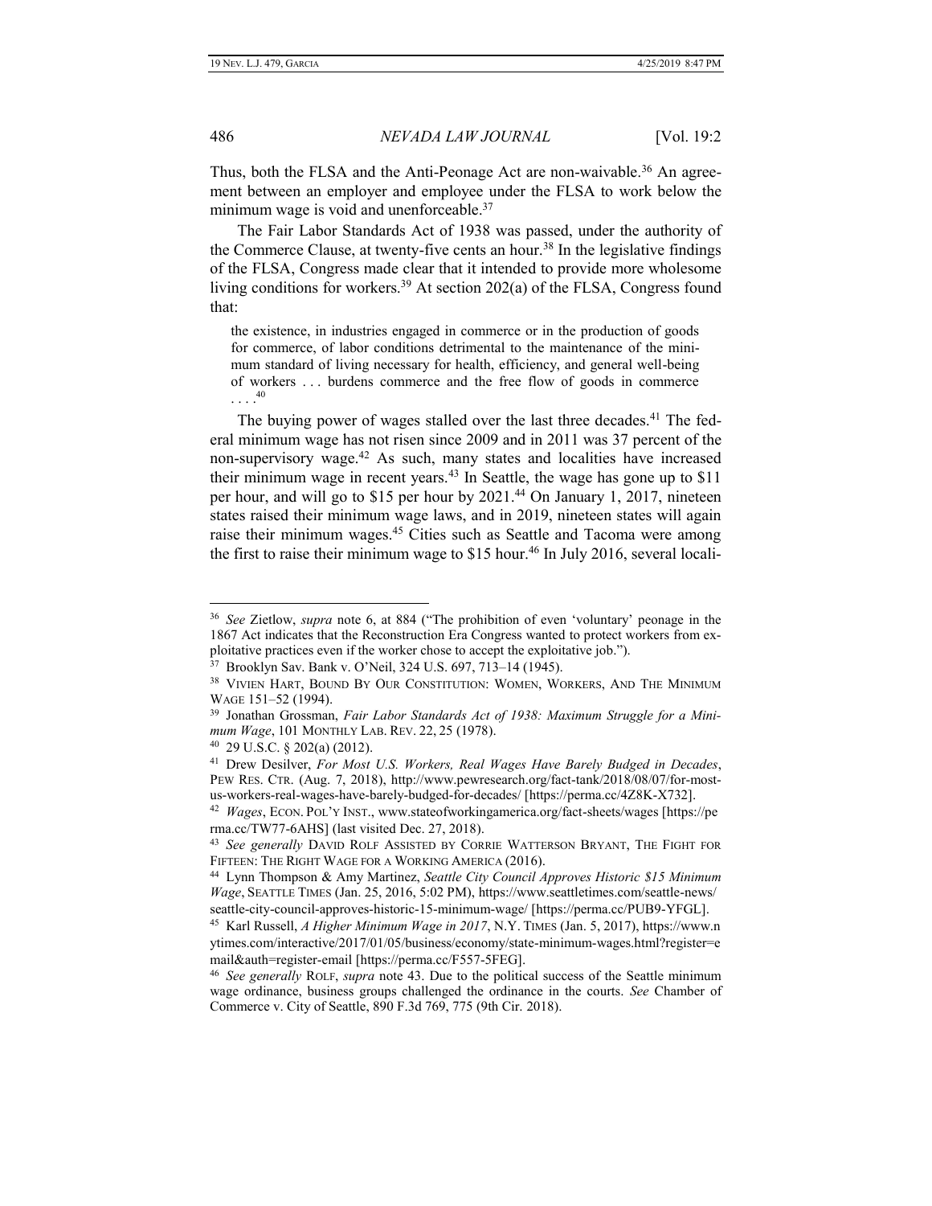Thus, both the FLSA and the Anti-Peonage Act are non-waivable.[36] An agreement between an employer and employee under the FLSA to work below the minimum wage is void and unenforceable.[37]

The Fair Labor Standards Act of 1938 was passed, under the authority of the Commerce Clause, at twenty-five cents an hour.[38] In the legislative findings of the FLSA, Congress made clear that it intended to provide more wholesome living conditions for workers.[39] At section 202(a) of the FLSA, Congress found that:

> the existence, in industries engaged in commerce or in the production of goods for commerce, of labor conditions detrimental to the maintenance of the minimum standard of living necessary for health, efficiency, and general well-being of workers . . . burdens commerce and the free flow of goods in commerce . . . .[40]

The buying power of wages stalled over the last three decades.[41] The federal minimum wage has not risen since 2009 and in 2011 was 37 percent of the non-supervisory wage.[42] As such, many states and localities have increased their minimum wage in recent years.[43] In Seattle, the wage has gone up to $11 per hour, and will go to $15 per hour by 2021.[44] On January 1, 2017, nineteen states raised their minimum wage laws, and in 2019, nineteen states will again raise their minimum wages.[45] Cities such as Seattle and Tacoma were among the first to raise their minimum wage to $15 hour.[46] In July 2016, several locali-

---

[36] *See* Zietlow, *supra* note 6, at 884 ("The prohibition of even 'voluntary' peonage in the 1867 Act indicates that the Reconstruction Era Congress wanted to protect workers from exploitative practices even if the worker chose to accept the exploitative job.").

[37] Brooklyn Sav. Bank v. O'Neil, 324 U.S. 697, 713–14 (1945).

[38] VIVIEN HART, BOUND BY OUR CONSTITUTION: WOMEN, WORKERS, AND THE MINIMUM WAGE 151–52 (1994).

[39] Jonathan Grossman, *Fair Labor Standards Act of 1938: Maximum Struggle for a Minimum Wage*, 101 MONTHLY LAB. REV. 22, 25 (1978).

[40] 29 U.S.C. § 202(a) (2012).

[41] Drew Desilver, *For Most U.S. Workers, Real Wages Have Barely Budged in Decades*, PEW RES. CTR. (Aug. 7, 2018), http://www.pewresearch.org/fact-tank/2018/08/07/for-most-us-workers-real-wages-have-barely-budged-for-decades/ [https://perma.cc/4Z8K-X732].

[42] *Wages*, ECON. POL'Y INST., www.stateofworkingamerica.org/fact-sheets/wages [https://perma.cc/TW77-6AHS] (last visited Dec. 27, 2018).

[43] *See generally* DAVID ROLF ASSISTED BY CORRIE WATTERSON BRYANT, THE FIGHT FOR FIFTEEN: THE RIGHT WAGE FOR A WORKING AMERICA (2016).

[44] Lynn Thompson & Amy Martinez, *Seattle City Council Approves Historic $15 Minimum Wage*, SEATTLE TIMES (Jan. 25, 2016, 5:02 PM), https://www.seattletimes.com/seattle-news/seattle-city-council-approves-historic-15-minimum-wage/ [https://perma.cc/PUB9-YFGL].

[45] Karl Russell, *A Higher Minimum Wage in 2017*, N.Y. TIMES (Jan. 5, 2017), https://www.nytimes.com/interactive/2017/01/05/business/economy/state-minimum-wages.html?register=email&auth=register-email [https://perma.cc/F557-5FEG].

[46] *See generally* ROLF, *supra* note 43. Due to the political success of the Seattle minimum wage ordinance, business groups challenged the ordinance in the courts. *See* Chamber of Commerce v. City of Seattle, 890 F.3d 769, 775 (9th Cir. 2018).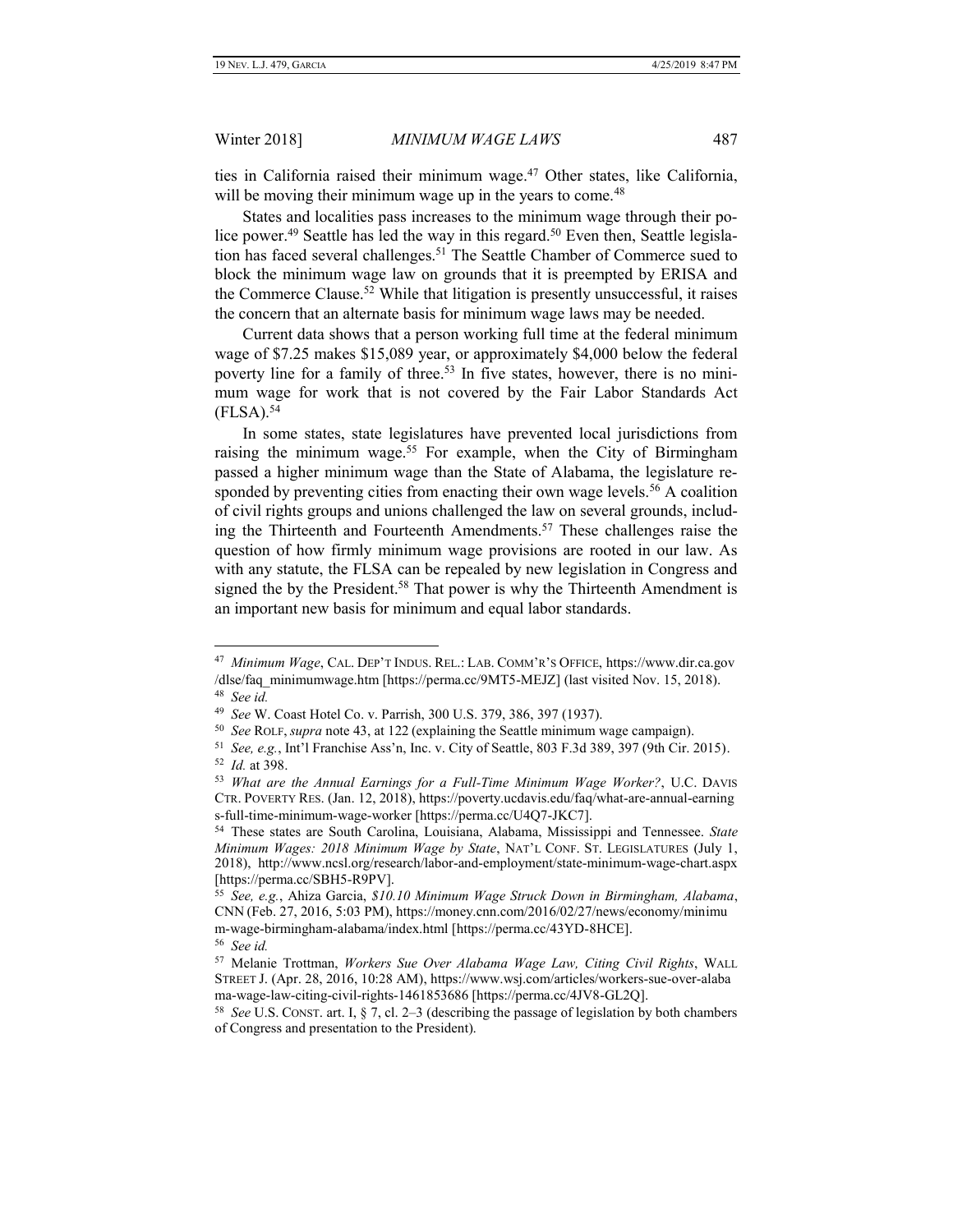ties in California raised their minimum wage.[47] Other states, like California, will be moving their minimum wage up in the years to come.[48]

States and localities pass increases to the minimum wage through their police power.[49] Seattle has led the way in this regard.[50] Even then, Seattle legislation has faced several challenges.[51] The Seattle Chamber of Commerce sued to block the minimum wage law on grounds that it is preempted by ERISA and the Commerce Clause.[52] While that litigation is presently unsuccessful, it raises the concern that an alternate basis for minimum wage laws may be needed.

Current data shows that a person working full time at the federal minimum wage of $7.25 makes $15,089 year, or approximately $4,000 below the federal poverty line for a family of three.[53] In five states, however, there is no minimum wage for work that is not covered by the Fair Labor Standards Act (FLSA).[54]

In some states, state legislatures have prevented local jurisdictions from raising the minimum wage.[55] For example, when the City of Birmingham passed a higher minimum wage than the State of Alabama, the legislature responded by preventing cities from enacting their own wage levels.[56] A coalition of civil rights groups and unions challenged the law on several grounds, including the Thirteenth and Fourteenth Amendments.[57] These challenges raise the question of how firmly minimum wage provisions are rooted in our law. As with any statute, the FLSA can be repealed by new legislation in Congress and signed the by the President.[58] That power is why the Thirteenth Amendment is an important new basis for minimum and equal labor standards.

---

[47] *Minimum Wage*, CAL. DEP'T INDUS. REL.: LAB. COMM'R'S OFFICE, https://www.dir.ca.gov/dlse/faq_minimumwage.htm [https://perma.cc/9MT5-MEJZ] (last visited Nov. 15, 2018).

[48] *See id.*

[49] *See* W. Coast Hotel Co. v. Parrish, 300 U.S. 379, 386, 397 (1937).

[50] *See* ROLF, *supra* note 43, at 122 (explaining the Seattle minimum wage campaign).

[51] *See, e.g.*, Int'l Franchise Ass'n, Inc. v. City of Seattle, 803 F.3d 389, 397 (9th Cir. 2015).

[52] *Id.* at 398.

[53] *What are the Annual Earnings for a Full-Time Minimum Wage Worker?*, U.C. DAVIS CTR. POVERTY RES. (Jan. 12, 2018), https://poverty.ucdavis.edu/faq/what-are-annual-earnings-full-time-minimum-wage-worker [https://perma.cc/U4Q7-JKC7].

[54] These states are South Carolina, Louisiana, Alabama, Mississippi and Tennessee. *State Minimum Wages: 2018 Minimum Wage by State*, NAT'L CONF. ST. LEGISLATURES (July 1, 2018), http://www.ncsl.org/research/labor-and-employment/state-minimum-wage-chart.aspx [https://perma.cc/SBH5-R9PV].

[55] *See, e.g.*, Ahiza Garcia, *$10.10 Minimum Wage Struck Down in Birmingham, Alabama*, CNN (Feb. 27, 2016, 5:03 PM), https://money.cnn.com/2016/02/27/news/economy/minimum-wage-birmingham-alabama/index.html [https://perma.cc/43YD-8HCE].

[56] *See id.*

[57] Melanie Trottman, *Workers Sue Over Alabama Wage Law, Citing Civil Rights*, WALL STREET J. (Apr. 28, 2016, 10:28 AM), https://www.wsj.com/articles/workers-sue-over-alabama-wage-law-citing-civil-rights-1461853686 [https://perma.cc/4JV8-GL2Q].

[58] *See* U.S. CONST. art. I, § 7, cl. 2–3 (describing the passage of legislation by both chambers of Congress and presentation to the President).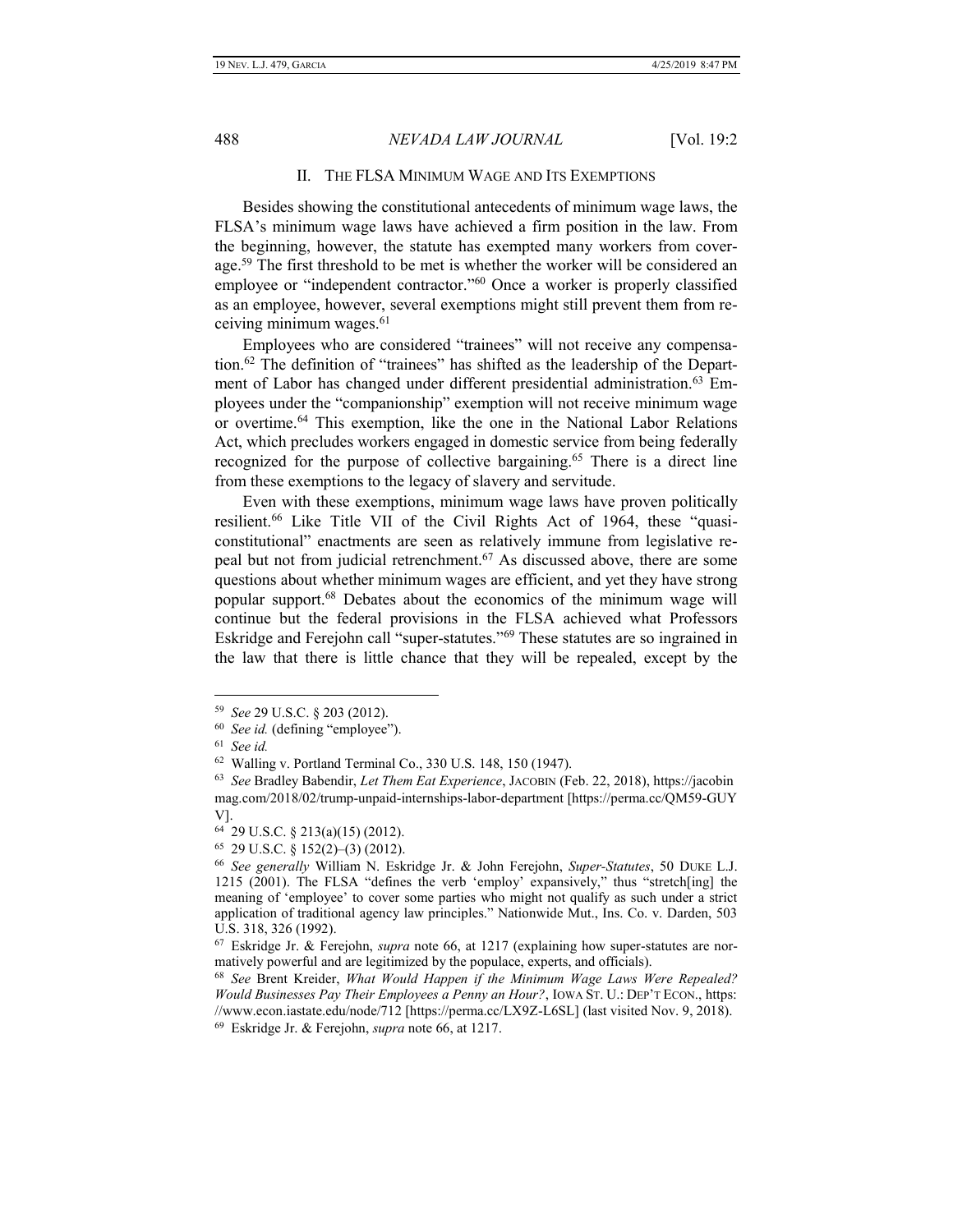## II. THE FLSA MINIMUM WAGE AND ITS EXEMPTIONS

Besides showing the constitutional antecedents of minimum wage laws, the FLSA's minimum wage laws have achieved a firm position in the law. From the beginning, however, the statute has exempted many workers from coverage.[59] The first threshold to be met is whether the worker will be considered an employee or "independent contractor."[60] Once a worker is properly classified as an employee, however, several exemptions might still prevent them from receiving minimum wages.[61]

Employees who are considered "trainees" will not receive any compensation.[62] The definition of "trainees" has shifted as the leadership of the Department of Labor has changed under different presidential administration.[63] Employees under the "companionship" exemption will not receive minimum wage or overtime.[64] This exemption, like the one in the National Labor Relations Act, which precludes workers engaged in domestic service from being federally recognized for the purpose of collective bargaining.[65] There is a direct line from these exemptions to the legacy of slavery and servitude.

Even with these exemptions, minimum wage laws have proven politically resilient.[66] Like Title VII of the Civil Rights Act of 1964, these "quasi-constitutional" enactments are seen as relatively immune from legislative repeal but not from judicial retrenchment.[67] As discussed above, there are some questions about whether minimum wages are efficient, and yet they have strong popular support.[68] Debates about the economics of the minimum wage will continue but the federal provisions in the FLSA achieved what Professors Eskridge and Ferejohn call "super-statutes."[69] These statutes are so ingrained in the law that there is little chance that they will be repealed, except by the

---

[59] *See* 29 U.S.C. § 203 (2012).

[60] *See id.* (defining "employee").

[61] *See id.*

[62] Walling v. Portland Terminal Co., 330 U.S. 148, 150 (1947).

[63] *See* Bradley Babendir, *Let Them Eat Experience*, JACOBIN (Feb. 22, 2018), https://jacobinmag.com/2018/02/trump-unpaid-internships-labor-department [https://perma.cc/QM59-GUYV].

[64] 29 U.S.C. § 213(a)(15) (2012).

[65] 29 U.S.C. § 152(2)–(3) (2012).

[66] *See generally* William N. Eskridge Jr. & John Ferejohn, *Super-Statutes*, 50 DUKE L.J. 1215 (2001). The FLSA "defines the verb 'employ' expansively," thus "stretch[ing] the meaning of 'employee' to cover some parties who might not qualify as such under a strict application of traditional agency law principles." Nationwide Mut., Ins. Co. v. Darden, 503 U.S. 318, 326 (1992).

[67] Eskridge Jr. & Ferejohn, *supra* note 66, at 1217 (explaining how super-statutes are normatively powerful and are legitimized by the populace, experts, and officials).

[68] *See* Brent Kreider, *What Would Happen if the Minimum Wage Laws Were Repealed? Would Businesses Pay Their Employees a Penny an Hour?*, IOWA ST. U.: DEP'T ECON., https://www.econ.iastate.edu/node/712 [https://perma.cc/LX9Z-L6SL] (last visited Nov. 9, 2018).

[69] Eskridge Jr. & Ferejohn, *supra* note 66, at 1217.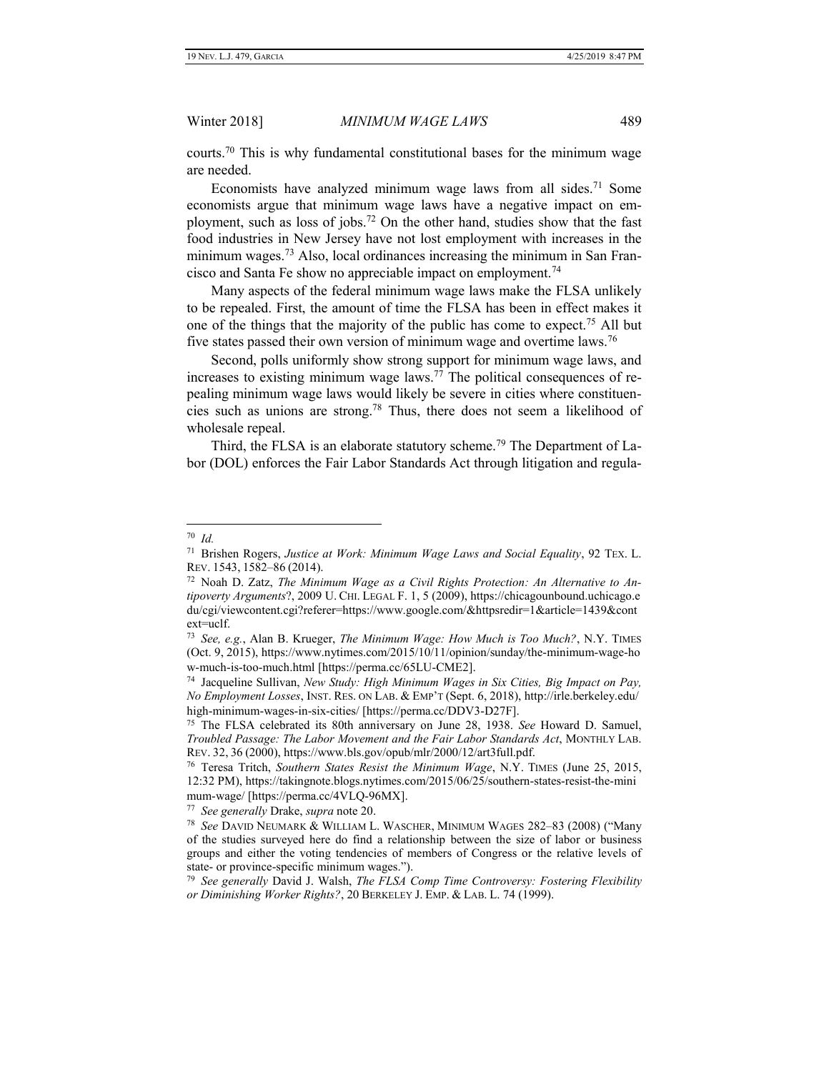courts.[70] This is why fundamental constitutional bases for the minimum wage are needed.

Economists have analyzed minimum wage laws from all sides.[71] Some economists argue that minimum wage laws have a negative impact on employment, such as loss of jobs.[72] On the other hand, studies show that the fast food industries in New Jersey have not lost employment with increases in the minimum wages.[73] Also, local ordinances increasing the minimum in San Francisco and Santa Fe show no appreciable impact on employment.[74]

Many aspects of the federal minimum wage laws make the FLSA unlikely to be repealed. First, the amount of time the FLSA has been in effect makes it one of the things that the majority of the public has come to expect.[75] All but five states passed their own version of minimum wage and overtime laws.[76]

Second, polls uniformly show strong support for minimum wage laws, and increases to existing minimum wage laws.[77] The political consequences of repealing minimum wage laws would likely be severe in cities where constituencies such as unions are strong.[78] Thus, there does not seem a likelihood of wholesale repeal.

Third, the FLSA is an elaborate statutory scheme.[79] The Department of Labor (DOL) enforces the Fair Labor Standards Act through litigation and regula-

---

[70] *Id.*

[71] Brishen Rogers, *Justice at Work: Minimum Wage Laws and Social Equality*, 92 TEX. L. REV. 1543, 1582–86 (2014).

[72] Noah D. Zatz, *The Minimum Wage as a Civil Rights Protection: An Alternative to Antipoverty Arguments*?, 2009 U. CHI. LEGAL F. 1, 5 (2009), https://chicagounbound.uchicago.edu/cgi/viewcontent.cgi?referer=https://www.google.com/&httpsredir=1&article=1439&context=uclf.

[73] *See, e.g.*, Alan B. Krueger, *The Minimum Wage: How Much is Too Much?*, N.Y. TIMES (Oct. 9, 2015), https://www.nytimes.com/2015/10/11/opinion/sunday/the-minimum-wage-how-much-is-too-much.html [https://perma.cc/65LU-CME2].

[74] Jacqueline Sullivan, *New Study: High Minimum Wages in Six Cities, Big Impact on Pay, No Employment Losses*, INST. RES. ON LAB. & EMP'T (Sept. 6, 2018), http://irle.berkeley.edu/high-minimum-wages-in-six-cities/ [https://perma.cc/DDV3-D27F].

[75] The FLSA celebrated its 80th anniversary on June 28, 1938. *See* Howard D. Samuel, *Troubled Passage: The Labor Movement and the Fair Labor Standards Act*, MONTHLY LAB. REV. 32, 36 (2000), https://www.bls.gov/opub/mlr/2000/12/art3full.pdf.

[76] Teresa Tritch, *Southern States Resist the Minimum Wage*, N.Y. TIMES (June 25, 2015, 12:32 PM), https://takingnote.blogs.nytimes.com/2015/06/25/southern-states-resist-the-minimum-wage/ [https://perma.cc/4VLQ-96MX].

[77] *See generally* Drake, *supra* note 20.

[78] *See* DAVID NEUMARK & WILLIAM L. WASCHER, MINIMUM WAGES 282–83 (2008) ("Many of the studies surveyed here do find a relationship between the size of labor or business groups and either the voting tendencies of members of Congress or the relative levels of state- or province-specific minimum wages.").

[79] *See generally* David J. Walsh, *The FLSA Comp Time Controversy: Fostering Flexibility or Diminishing Worker Rights?*, 20 BERKELEY J. EMP. & LAB. L. 74 (1999).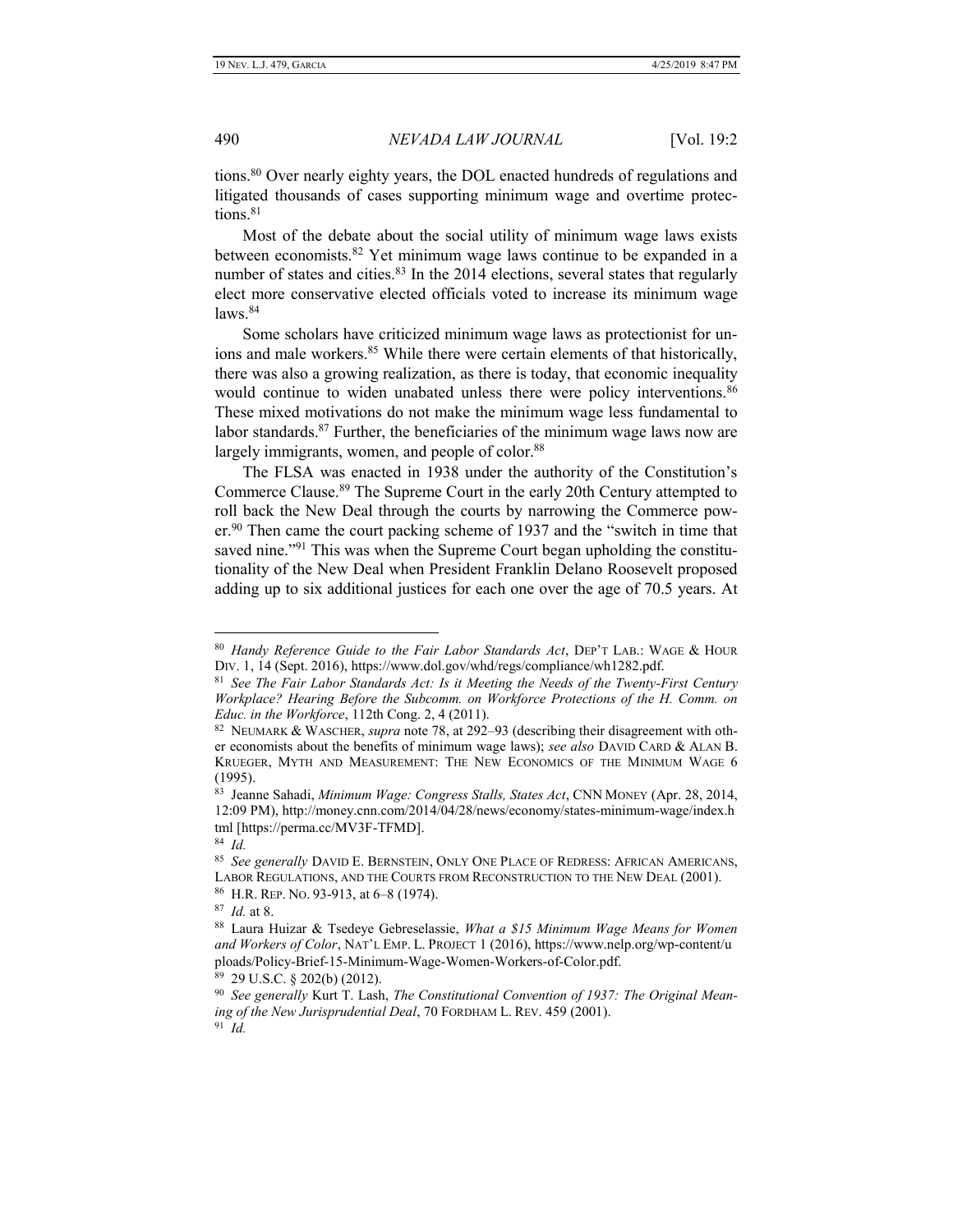tions.[80] Over nearly eighty years, the DOL enacted hundreds of regulations and litigated thousands of cases supporting minimum wage and overtime protections.[81]

Most of the debate about the social utility of minimum wage laws exists between economists.[82] Yet minimum wage laws continue to be expanded in a number of states and cities.[83] In the 2014 elections, several states that regularly elect more conservative elected officials voted to increase its minimum wage laws.[84]

Some scholars have criticized minimum wage laws as protectionist for unions and male workers.[85] While there were certain elements of that historically, there was also a growing realization, as there is today, that economic inequality would continue to widen unabated unless there were policy interventions.[86] These mixed motivations do not make the minimum wage less fundamental to labor standards.[87] Further, the beneficiaries of the minimum wage laws now are largely immigrants, women, and people of color.[88]

The FLSA was enacted in 1938 under the authority of the Constitution's Commerce Clause.[89] The Supreme Court in the early 20th Century attempted to roll back the New Deal through the courts by narrowing the Commerce power.[90] Then came the court packing scheme of 1937 and the "switch in time that saved nine."[91] This was when the Supreme Court began upholding the constitutionality of the New Deal when President Franklin Delano Roosevelt proposed adding up to six additional justices for each one over the age of 70.5 years. At

---

[80] *Handy Reference Guide to the Fair Labor Standards Act*, DEP'T LAB.: WAGE & HOUR DIV. 1, 14 (Sept. 2016), https://www.dol.gov/whd/regs/compliance/wh1282.pdf.

[81] *See The Fair Labor Standards Act: Is it Meeting the Needs of the Twenty-First Century Workplace? Hearing Before the Subcomm. on Workforce Protections of the H. Comm. on Educ. in the Workforce*, 112th Cong. 2, 4 (2011).

[82] NEUMARK & WASCHER, *supra* note 78, at 292–93 (describing their disagreement with other economists about the benefits of minimum wage laws); *see also* DAVID CARD & ALAN B. KRUEGER, MYTH AND MEASUREMENT: THE NEW ECONOMICS OF THE MINIMUM WAGE 6 (1995).

[83] Jeanne Sahadi, *Minimum Wage: Congress Stalls, States Act*, CNN MONEY (Apr. 28, 2014, 12:09 PM), http://money.cnn.com/2014/04/28/news/economy/states-minimum-wage/index.html [https://perma.cc/MV3F-TFMD].

[84] *Id.*

[85] *See generally* DAVID E. BERNSTEIN, ONLY ONE PLACE OF REDRESS: AFRICAN AMERICANS, LABOR REGULATIONS, AND THE COURTS FROM RECONSTRUCTION TO THE NEW DEAL (2001).

[86] H.R. REP. NO. 93-913, at 6–8 (1974).

[87] *Id.* at 8.

[88] Laura Huizar & Tsedeye Gebreselassie, *What a $15 Minimum Wage Means for Women and Workers of Color*, NAT'L EMP. L. PROJECT 1 (2016), https://www.nelp.org/wp-content/uploads/Policy-Brief-15-Minimum-Wage-Women-Workers-of-Color.pdf.

[89] 29 U.S.C. § 202(b) (2012).

[90] *See generally* Kurt T. Lash, *The Constitutional Convention of 1937: The Original Meaning of the New Jurisprudential Deal*, 70 FORDHAM L. REV. 459 (2001).

[91] *Id.*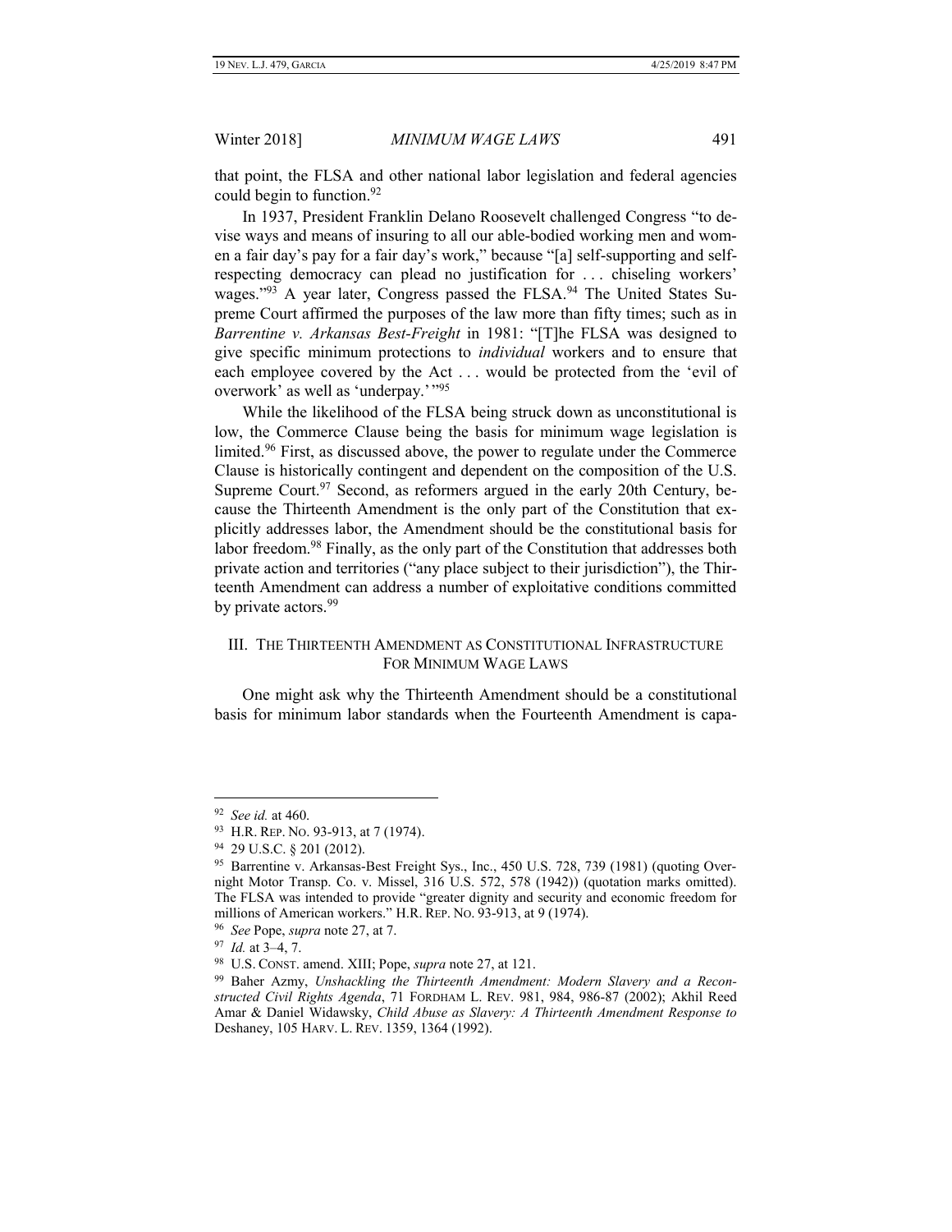that point, the FLSA and other national labor legislation and federal agencies could begin to function.[92]

In 1937, President Franklin Delano Roosevelt challenged Congress "to devise ways and means of insuring to all our able-bodied working men and women a fair day's pay for a fair day's work," because "[a] self-supporting and self-respecting democracy can plead no justification for . . . chiseling workers' wages."[93] A year later, Congress passed the FLSA.[94] The United States Supreme Court affirmed the purposes of the law more than fifty times; such as in *Barrentine v. Arkansas Best-Freight* in 1981: "[T]he FLSA was designed to give specific minimum protections to *individual* workers and to ensure that each employee covered by the Act . . . would be protected from the 'evil of overwork' as well as 'underpay.'"[95]

While the likelihood of the FLSA being struck down as unconstitutional is low, the Commerce Clause being the basis for minimum wage legislation is limited.[96] First, as discussed above, the power to regulate under the Commerce Clause is historically contingent and dependent on the composition of the U.S. Supreme Court.[97] Second, as reformers argued in the early 20th Century, because the Thirteenth Amendment is the only part of the Constitution that explicitly addresses labor, the Amendment should be the constitutional basis for labor freedom.[98] Finally, as the only part of the Constitution that addresses both private action and territories ("any place subject to their jurisdiction"), the Thirteenth Amendment can address a number of exploitative conditions committed by private actors.[99]

## III. THE THIRTEENTH AMENDMENT AS CONSTITUTIONAL INFRASTRUCTURE FOR MINIMUM WAGE LAWS

One might ask why the Thirteenth Amendment should be a constitutional basis for minimum labor standards when the Fourteenth Amendment is capa-

---

[92] *See id.* at 460.

[93] H.R. REP. NO. 93-913, at 7 (1974).

[94] 29 U.S.C. § 201 (2012).

[95] Barrentine v. Arkansas-Best Freight Sys., Inc., 450 U.S. 728, 739 (1981) (quoting Overnight Motor Transp. Co. v. Missel, 316 U.S. 572, 578 (1942)) (quotation marks omitted). The FLSA was intended to provide "greater dignity and security and economic freedom for millions of American workers." H.R. REP. NO. 93-913, at 9 (1974).

[96] *See* Pope, *supra* note 27, at 7.

[97] *Id.* at 3–4, 7.

[98] U.S. CONST. amend. XIII; Pope, *supra* note 27, at 121.

[99] Baher Azmy, *Unshackling the Thirteenth Amendment: Modern Slavery and a Reconstructed Civil Rights Agenda*, 71 FORDHAM L. REV. 981, 984, 986-87 (2002); Akhil Reed Amar & Daniel Widawsky, *Child Abuse as Slavery: A Thirteenth Amendment Response to* Deshaney, 105 HARV. L. REV. 1359, 1364 (1992).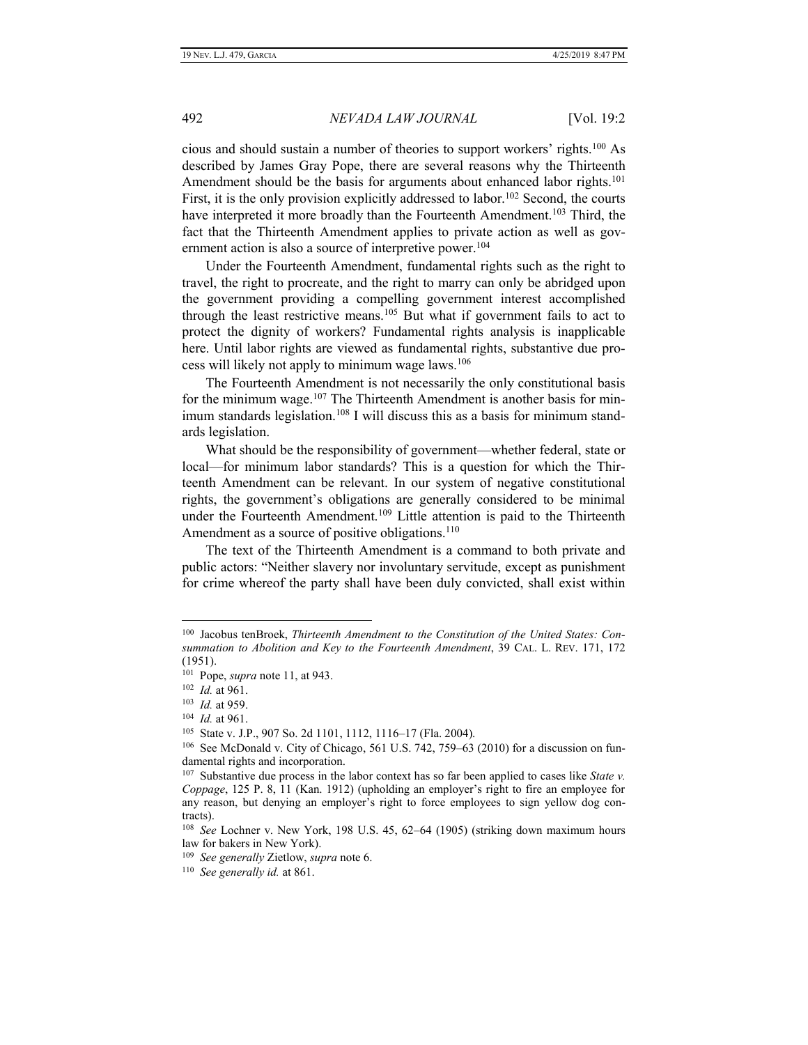cious and should sustain a number of theories to support workers' rights.[100] As described by James Gray Pope, there are several reasons why the Thirteenth Amendment should be the basis for arguments about enhanced labor rights.[101] First, it is the only provision explicitly addressed to labor.[102] Second, the courts have interpreted it more broadly than the Fourteenth Amendment.[103] Third, the fact that the Thirteenth Amendment applies to private action as well as government action is also a source of interpretive power.[104]

Under the Fourteenth Amendment, fundamental rights such as the right to travel, the right to procreate, and the right to marry can only be abridged upon the government providing a compelling government interest accomplished through the least restrictive means.[105] But what if government fails to act to protect the dignity of workers? Fundamental rights analysis is inapplicable here. Until labor rights are viewed as fundamental rights, substantive due process will likely not apply to minimum wage laws.[106]

The Fourteenth Amendment is not necessarily the only constitutional basis for the minimum wage.[107] The Thirteenth Amendment is another basis for minimum standards legislation.[108] I will discuss this as a basis for minimum standards legislation.

What should be the responsibility of government—whether federal, state or local—for minimum labor standards? This is a question for which the Thirteenth Amendment can be relevant. In our system of negative constitutional rights, the government's obligations are generally considered to be minimal under the Fourteenth Amendment.[109] Little attention is paid to the Thirteenth Amendment as a source of positive obligations.[110]

The text of the Thirteenth Amendment is a command to both private and public actors: "Neither slavery nor involuntary servitude, except as punishment for crime whereof the party shall have been duly convicted, shall exist within

---

[100] Jacobus tenBroek, *Thirteenth Amendment to the Constitution of the United States: Consummation to Abolition and Key to the Fourteenth Amendment*, 39 CAL. L. REV. 171, 172 (1951).

[101] Pope, *supra* note 11, at 943.

[102] *Id.* at 961.

[103] *Id.* at 959.

[104] *Id.* at 961.

[105] State v. J.P., 907 So. 2d 1101, 1112, 1116–17 (Fla. 2004).

[106] See McDonald v. City of Chicago, 561 U.S. 742, 759–63 (2010) for a discussion on fundamental rights and incorporation.

[107] Substantive due process in the labor context has so far been applied to cases like *State v. Coppage*, 125 P. 8, 11 (Kan. 1912) (upholding an employer's right to fire an employee for any reason, but denying an employer's right to force employees to sign yellow dog contracts).

[108] *See* Lochner v. New York, 198 U.S. 45, 62–64 (1905) (striking down maximum hours law for bakers in New York).

[109] *See generally* Zietlow, *supra* note 6.

[110] *See generally id.* at 861.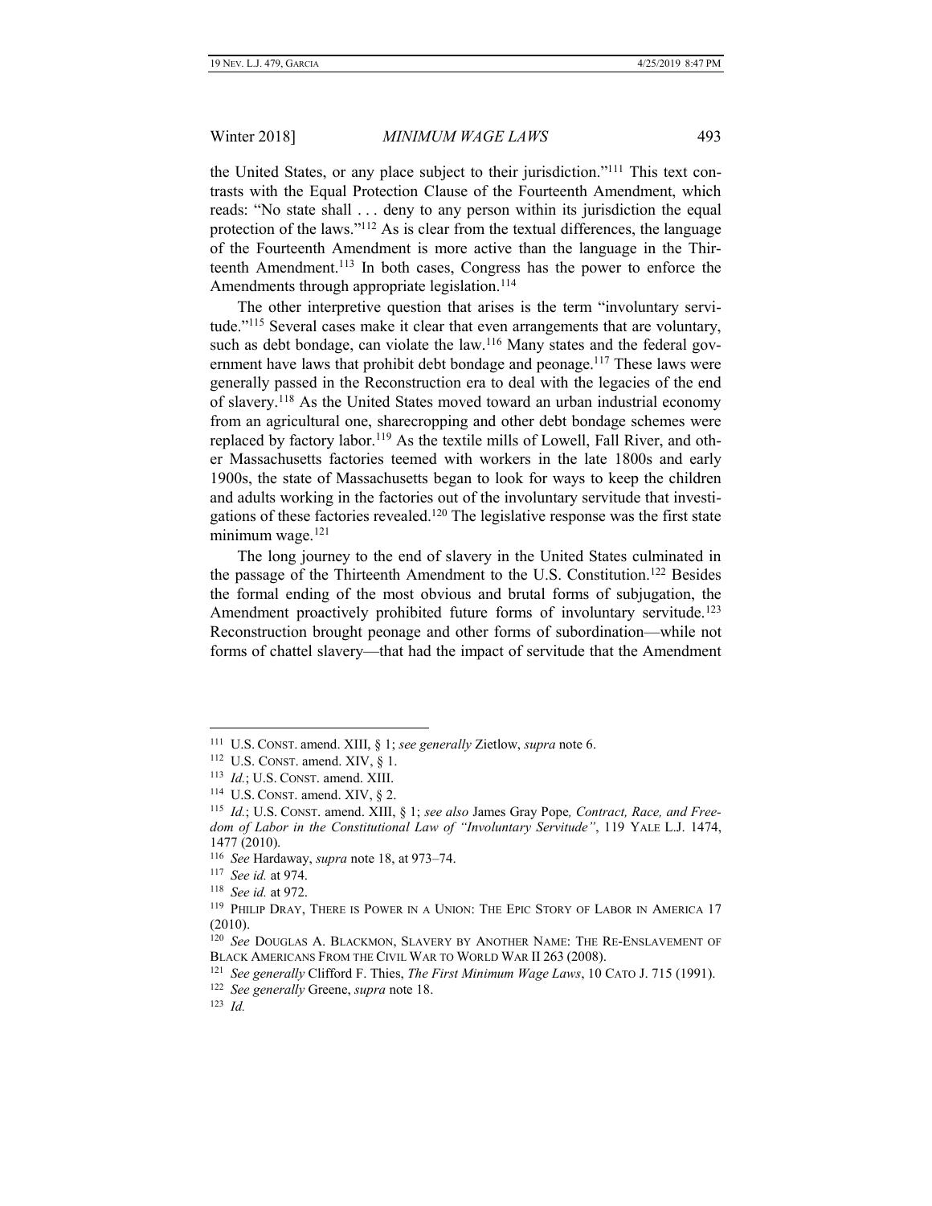the United States, or any place subject to their jurisdiction."[111] This text contrasts with the Equal Protection Clause of the Fourteenth Amendment, which reads: "No state shall . . . deny to any person within its jurisdiction the equal protection of the laws."[112] As is clear from the textual differences, the language of the Fourteenth Amendment is more active than the language in the Thirteenth Amendment.[113] In both cases, Congress has the power to enforce the Amendments through appropriate legislation.[114]

The other interpretive question that arises is the term "involuntary servitude."[115] Several cases make it clear that even arrangements that are voluntary, such as debt bondage, can violate the law.[116] Many states and the federal government have laws that prohibit debt bondage and peonage.[117] These laws were generally passed in the Reconstruction era to deal with the legacies of the end of slavery.[118] As the United States moved toward an urban industrial economy from an agricultural one, sharecropping and other debt bondage schemes were replaced by factory labor.[119] As the textile mills of Lowell, Fall River, and other Massachusetts factories teemed with workers in the late 1800s and early 1900s, the state of Massachusetts began to look for ways to keep the children and adults working in the factories out of the involuntary servitude that investigations of these factories revealed.[120] The legislative response was the first state minimum wage.[121]

The long journey to the end of slavery in the United States culminated in the passage of the Thirteenth Amendment to the U.S. Constitution.[122] Besides the formal ending of the most obvious and brutal forms of subjugation, the Amendment proactively prohibited future forms of involuntary servitude.[123] Reconstruction brought peonage and other forms of subordination—while not forms of chattel slavery—that had the impact of servitude that the Amendment

---

[111] U.S. CONST. amend. XIII, § 1; *see generally* Zietlow, *supra* note 6.

[112] U.S. CONST. amend. XIV, § 1.

[113] *Id.*; U.S. CONST. amend. XIII.

[114] U.S. CONST. amend. XIV, § 2.

[115] *Id.*; U.S. CONST. amend. XIII, § 1; *see also* James Gray Pope, *Contract, Race, and Freedom of Labor in the Constitutional Law of "Involuntary Servitude"*, 119 YALE L.J. 1474, 1477 (2010).

[116] *See* Hardaway, *supra* note 18, at 973–74.

[117] *See id.* at 974.

[118] *See id.* at 972.

[119] PHILIP DRAY, THERE IS POWER IN A UNION: THE EPIC STORY OF LABOR IN AMERICA 17 (2010).

[120] *See* DOUGLAS A. BLACKMON, SLAVERY BY ANOTHER NAME: THE RE-ENSLAVEMENT OF BLACK AMERICANS FROM THE CIVIL WAR TO WORLD WAR II 263 (2008).

[121] *See generally* Clifford F. Thies, *The First Minimum Wage Laws*, 10 CATO J. 715 (1991).

[122] *See generally* Greene, *supra* note 18.

[123] *Id.*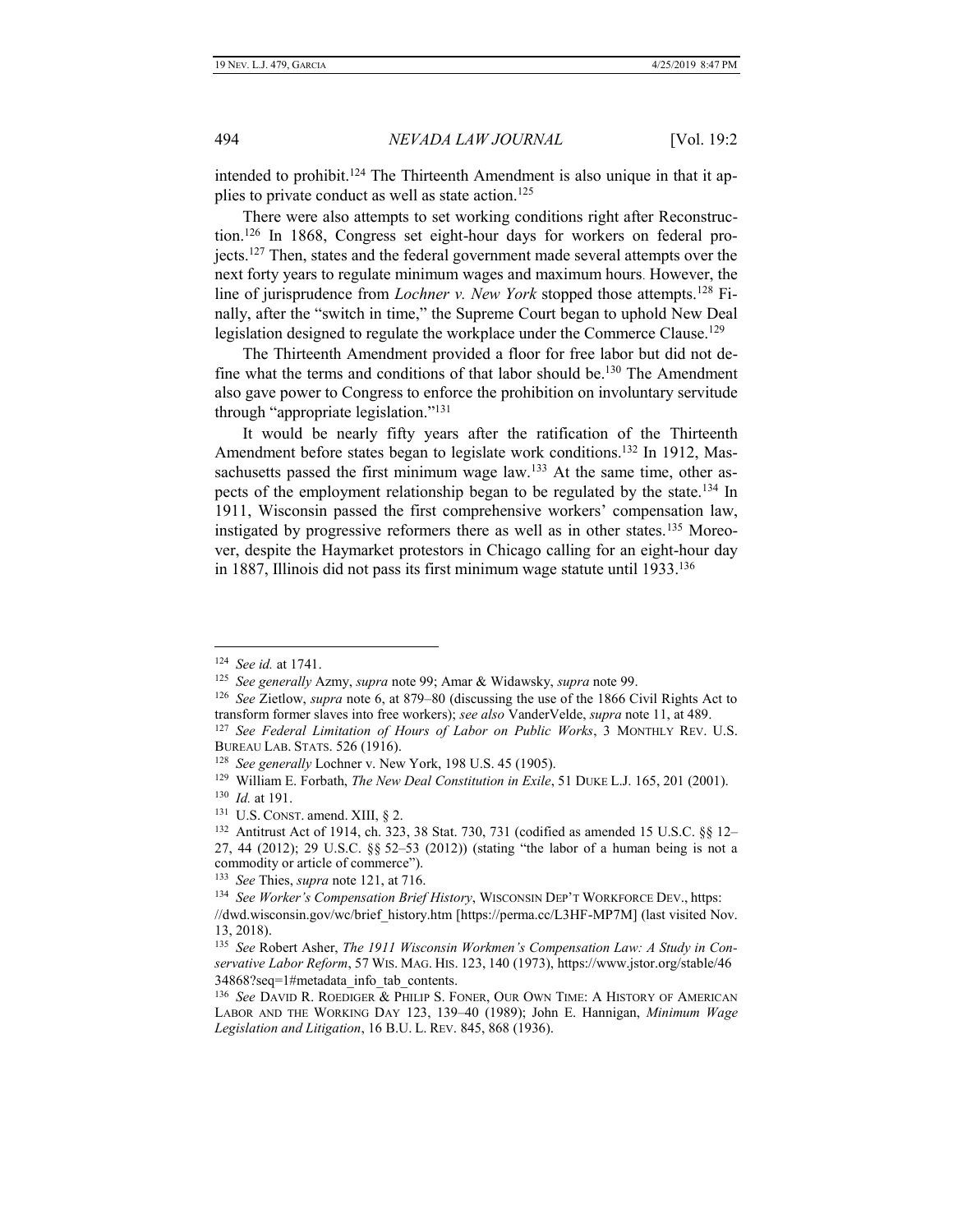intended to prohibit.[124] The Thirteenth Amendment is also unique in that it applies to private conduct as well as state action.[125]

There were also attempts to set working conditions right after Reconstruction.[126] In 1868, Congress set eight-hour days for workers on federal projects.[127] Then, states and the federal government made several attempts over the next forty years to regulate minimum wages and maximum hours. However, the line of jurisprudence from *Lochner v. New York* stopped those attempts.[128] Finally, after the "switch in time," the Supreme Court began to uphold New Deal legislation designed to regulate the workplace under the Commerce Clause.[129]

The Thirteenth Amendment provided a floor for free labor but did not define what the terms and conditions of that labor should be.[130] The Amendment also gave power to Congress to enforce the prohibition on involuntary servitude through "appropriate legislation."[131]

It would be nearly fifty years after the ratification of the Thirteenth Amendment before states began to legislate work conditions.[132] In 1912, Massachusetts passed the first minimum wage law.[133] At the same time, other aspects of the employment relationship began to be regulated by the state.[134] In 1911, Wisconsin passed the first comprehensive workers' compensation law, instigated by progressive reformers there as well as in other states.[135] Moreover, despite the Haymarket protestors in Chicago calling for an eight-hour day in 1887, Illinois did not pass its first minimum wage statute until 1933.[136]

---

[124] *See id.* at 1741.

[125] *See generally* Azmy, *supra* note 99; Amar & Widawsky, *supra* note 99.

[126] *See* Zietlow, *supra* note 6, at 879–80 (discussing the use of the 1866 Civil Rights Act to transform former slaves into free workers); *see also* VanderVelde, *supra* note 11, at 489.

[127] *See Federal Limitation of Hours of Labor on Public Works*, 3 MONTHLY REV. U.S. BUREAU LAB. STATS. 526 (1916).

[128] *See generally* Lochner v. New York, 198 U.S. 45 (1905).

[129] William E. Forbath, *The New Deal Constitution in Exile*, 51 DUKE L.J. 165, 201 (2001).

[130] *Id.* at 191.

[131] U.S. CONST. amend. XIII, § 2.

[132] Antitrust Act of 1914, ch. 323, 38 Stat. 730, 731 (codified as amended 15 U.S.C. §§ 12–27, 44 (2012); 29 U.S.C. §§ 52–53 (2012)) (stating "the labor of a human being is not a commodity or article of commerce").

[133] *See* Thies, *supra* note 121, at 716.

[134] *See Worker's Compensation Brief History*, WISCONSIN DEP'T WORKFORCE DEV., https://dwd.wisconsin.gov/wc/brief_history.htm [https://perma.cc/L3HF-MP7M] (last visited Nov. 13, 2018).

[135] *See* Robert Asher, *The 1911 Wisconsin Workmen's Compensation Law: A Study in Conservative Labor Reform*, 57 WIS. MAG. HIS. 123, 140 (1973), https://www.jstor.org/stable/4634868?seq=1#metadata_info_tab_contents.

[136] *See* DAVID R. ROEDIGER & PHILIP S. FONER, OUR OWN TIME: A HISTORY OF AMERICAN LABOR AND THE WORKING DAY 123, 139–40 (1989); John E. Hannigan, *Minimum Wage Legislation and Litigation*, 16 B.U. L. REV. 845, 868 (1936).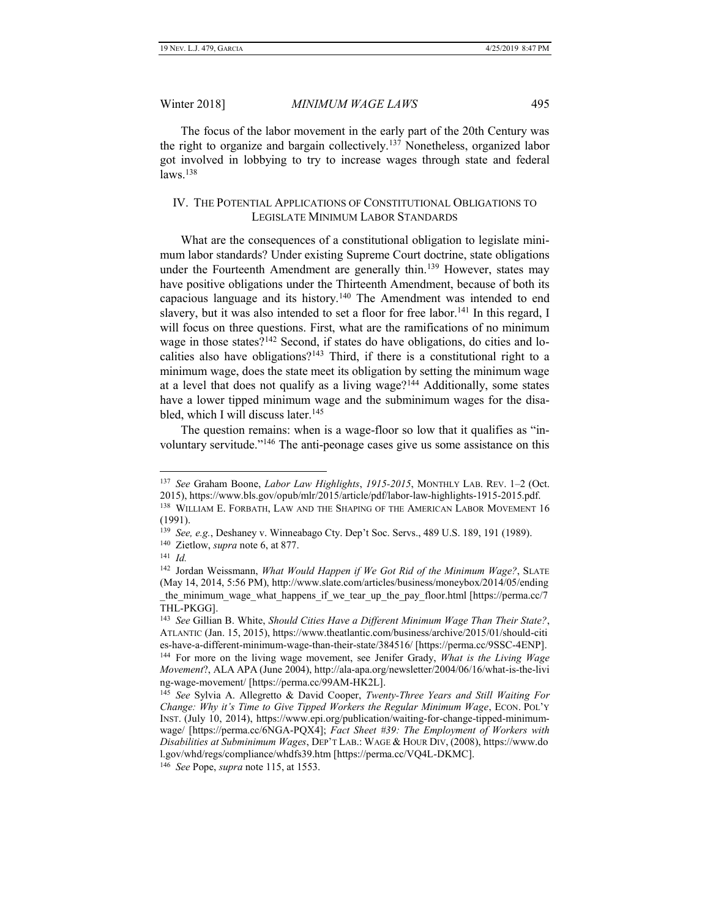The focus of the labor movement in the early part of the 20th Century was the right to organize and bargain collectively.[137] Nonetheless, organized labor got involved in lobbying to try to increase wages through state and federal laws.[138]

## IV. The Potential Applications of Constitutional Obligations to Legislate Minimum Labor Standards

What are the consequences of a constitutional obligation to legislate minimum labor standards? Under existing Supreme Court doctrine, state obligations under the Fourteenth Amendment are generally thin.[139] However, states may have positive obligations under the Thirteenth Amendment, because of both its capacious language and its history.[140] The Amendment was intended to end slavery, but it was also intended to set a floor for free labor.[141] In this regard, I will focus on three questions. First, what are the ramifications of no minimum wage in those states?[142] Second, if states do have obligations, do cities and localities also have obligations?[143] Third, if there is a constitutional right to a minimum wage, does the state meet its obligation by setting the minimum wage at a level that does not qualify as a living wage?[144] Additionally, some states have a lower tipped minimum wage and the subminimum wages for the disabled, which I will discuss later.[145]

The question remains: when is a wage-floor so low that it qualifies as "involuntary servitude."[146] The anti-peonage cases give us some assistance on this

---

[137] *See* Graham Boone, *Labor Law Highlights*, *1915-2015*, Monthly Lab. Rev. 1–2 (Oct. 2015), https://www.bls.gov/opub/mlr/2015/article/pdf/labor-law-highlights-1915-2015.pdf.

[138] William E. Forbath, Law and the Shaping of the American Labor Movement 16 (1991).

[139] *See, e.g.*, Deshaney v. Winnebago Cty. Dep't Soc. Servs., 489 U.S. 189, 191 (1989).

[140] Zietlow, *supra* note 6, at 877.

[141] *Id.*

[142] Jordan Weissmann, *What Would Happen if We Got Rid of the Minimum Wage?*, Slate (May 14, 2014, 5:56 PM), http://www.slate.com/articles/business/moneybox/2014/05/ending_the_minimum_wage_what_happens_if_we_tear_up_the_pay_floor.html [https://perma.cc/7THL-PKGG].

[143] *See* Gillian B. White, *Should Cities Have a Different Minimum Wage Than Their State?*, Atlantic (Jan. 15, 2015), https://www.theatlantic.com/business/archive/2015/01/should-cities-have-a-different-minimum-wage-than-their-state/384516/ [https://perma.cc/9SSC-4ENP].

[144] For more on the living wage movement, see Jenifer Grady, *What is the Living Wage Movement*?, ALA APA (June 2004), http://ala-apa.org/newsletter/2004/06/16/what-is-the-living-wage-movement/ [https://perma.cc/99AM-HK2L].

[145] *See* Sylvia A. Allegretto & David Cooper, *Twenty-Three Years and Still Waiting For Change: Why it's Time to Give Tipped Workers the Regular Minimum Wage*, Econ. Pol'y Inst. (July 10, 2014), https://www.epi.org/publication/waiting-for-change-tipped-minimum-wage/ [https://perma.cc/6NGA-PQX4]; *Fact Sheet #39: The Employment of Workers with Disabilities at Subminimum Wages*, Dep't Lab.: Wage & Hour Div, (2008), https://www.dol.gov/whd/regs/compliance/whdfs39.htm [https://perma.cc/VQ4L-DKMC].

[146] *See* Pope, *supra* note 115, at 1553.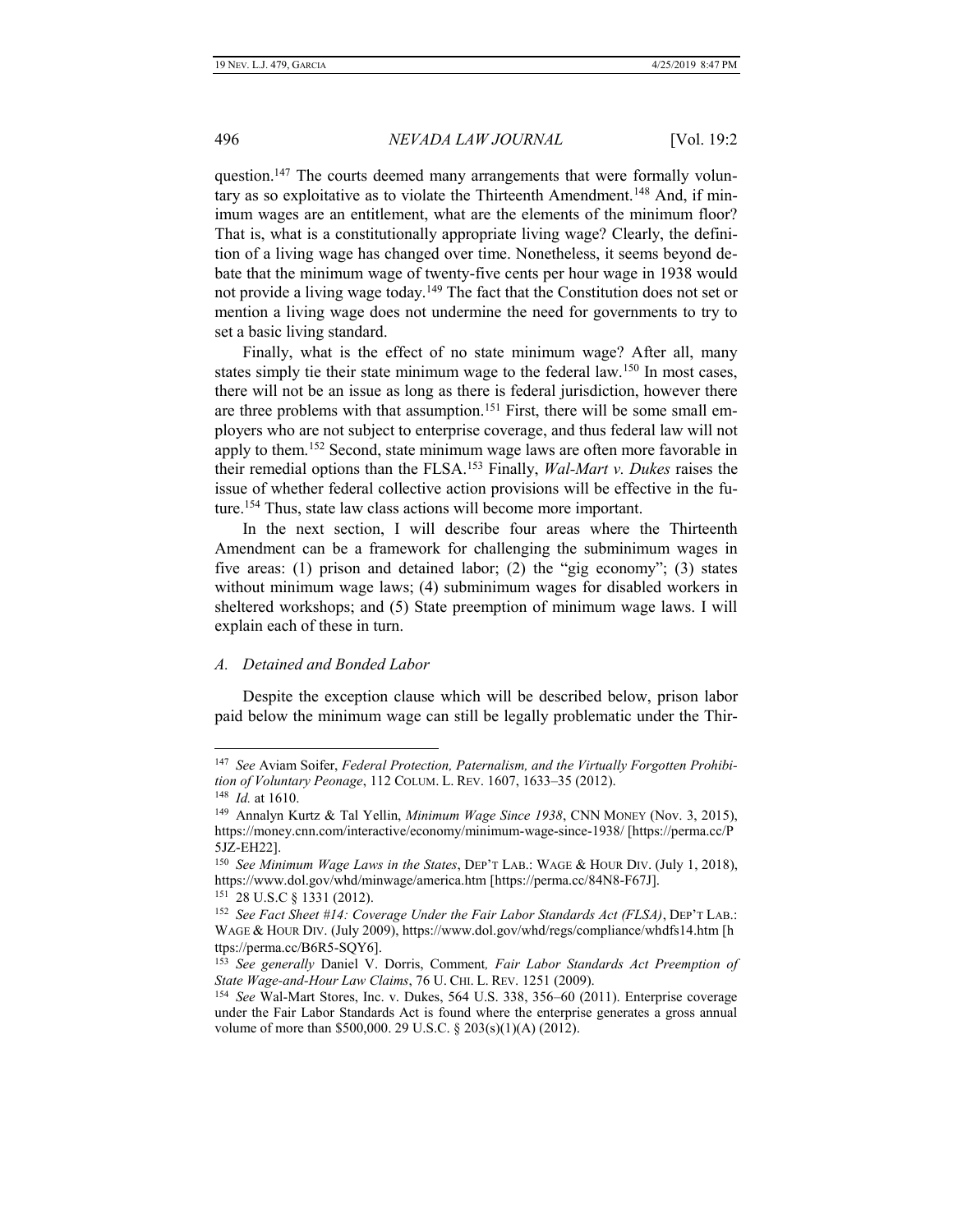question.[147] The courts deemed many arrangements that were formally voluntary as so exploitative as to violate the Thirteenth Amendment.[148] And, if minimum wages are an entitlement, what are the elements of the minimum floor? That is, what is a constitutionally appropriate living wage? Clearly, the definition of a living wage has changed over time. Nonetheless, it seems beyond debate that the minimum wage of twenty-five cents per hour wage in 1938 would not provide a living wage today.[149] The fact that the Constitution does not set or mention a living wage does not undermine the need for governments to try to set a basic living standard.

Finally, what is the effect of no state minimum wage? After all, many states simply tie their state minimum wage to the federal law.[150] In most cases, there will not be an issue as long as there is federal jurisdiction, however there are three problems with that assumption.[151] First, there will be some small employers who are not subject to enterprise coverage, and thus federal law will not apply to them.[152] Second, state minimum wage laws are often more favorable in their remedial options than the FLSA.[153] Finally, *Wal-Mart v. Dukes* raises the issue of whether federal collective action provisions will be effective in the future.[154] Thus, state law class actions will become more important.

In the next section, I will describe four areas where the Thirteenth Amendment can be a framework for challenging the subminimum wages in five areas: (1) prison and detained labor; (2) the "gig economy"; (3) states without minimum wage laws; (4) subminimum wages for disabled workers in sheltered workshops; and (5) State preemption of minimum wage laws. I will explain each of these in turn.

### *A. Detained and Bonded Labor*

Despite the exception clause which will be described below, prison labor paid below the minimum wage can still be legally problematic under the Thir-

---

[147] *See* Aviam Soifer, *Federal Protection, Paternalism, and the Virtually Forgotten Prohibition of Voluntary Peonage*, 112 COLUM. L. REV. 1607, 1633–35 (2012).

[148] *Id.* at 1610.

[149] Annalyn Kurtz & Tal Yellin, *Minimum Wage Since 1938*, CNN MONEY (Nov. 3, 2015), https://money.cnn.com/interactive/economy/minimum-wage-since-1938/ [https://perma.cc/P5JZ-EH22].

[150] *See Minimum Wage Laws in the States*, DEP'T LAB.: WAGE & HOUR DIV. (July 1, 2018), https://www.dol.gov/whd/minwage/america.htm [https://perma.cc/84N8-F67J].

[151] 28 U.S.C § 1331 (2012).

[152] *See Fact Sheet #14: Coverage Under the Fair Labor Standards Act (FLSA)*, DEP'T LAB.: WAGE & HOUR DIV. (July 2009), https://www.dol.gov/whd/regs/compliance/whdfs14.htm [https://perma.cc/B6R5-SQY6].

[153] *See generally* Daniel V. Dorris, Comment*, Fair Labor Standards Act Preemption of State Wage-and-Hour Law Claims*, 76 U. CHI. L. REV. 1251 (2009).

[154] *See* Wal-Mart Stores, Inc. v. Dukes, 564 U.S. 338, 356–60 (2011). Enterprise coverage under the Fair Labor Standards Act is found where the enterprise generates a gross annual volume of more than $500,000. 29 U.S.C. § 203(s)(1)(A) (2012).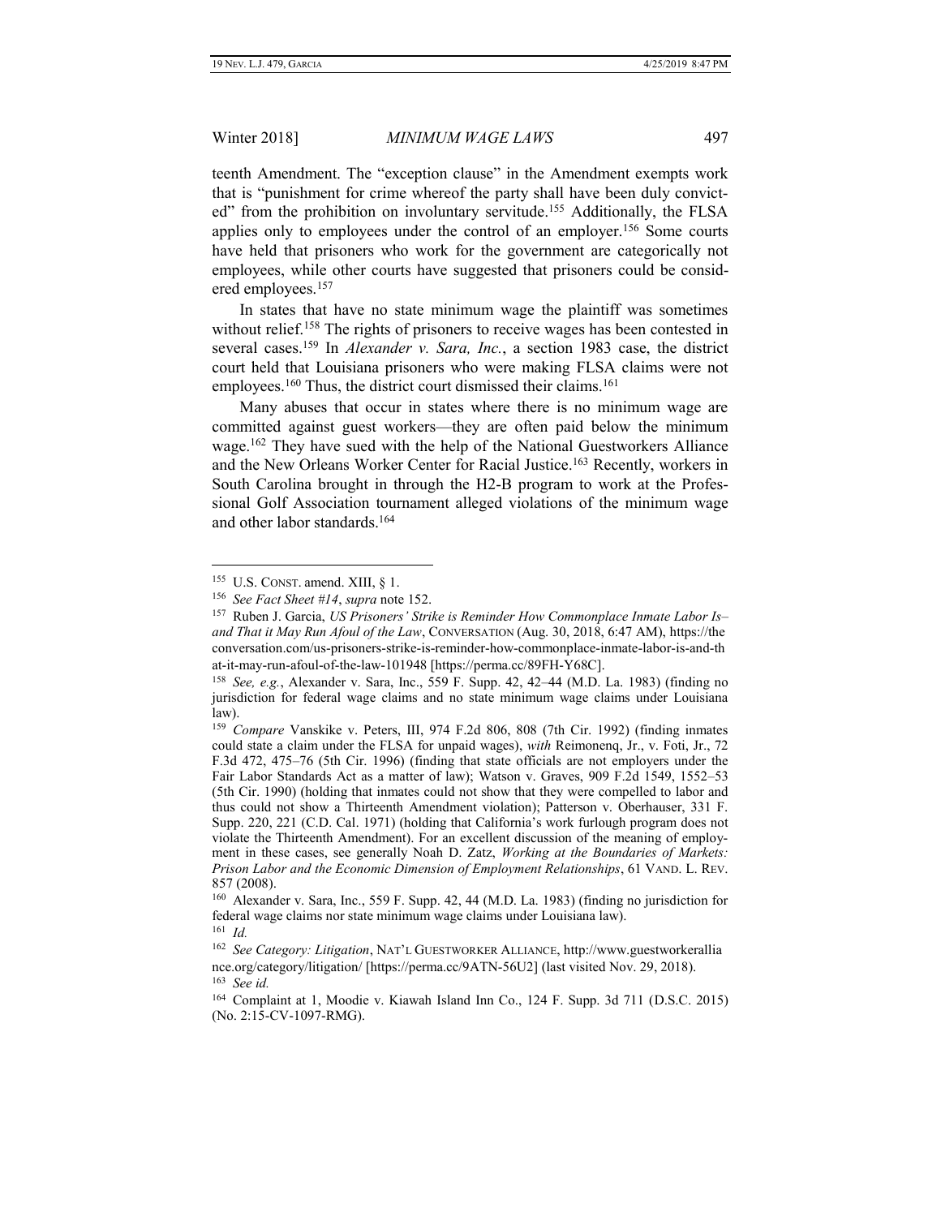teenth Amendment. The "exception clause" in the Amendment exempts work that is "punishment for crime whereof the party shall have been duly convicted" from the prohibition on involuntary servitude.[155] Additionally, the FLSA applies only to employees under the control of an employer.[156] Some courts have held that prisoners who work for the government are categorically not employees, while other courts have suggested that prisoners could be considered employees.[157]

In states that have no state minimum wage the plaintiff was sometimes without relief.[158] The rights of prisoners to receive wages has been contested in several cases.[159] In *Alexander v. Sara, Inc.*, a section 1983 case, the district court held that Louisiana prisoners who were making FLSA claims were not employees.[160] Thus, the district court dismissed their claims.[161]

Many abuses that occur in states where there is no minimum wage are committed against guest workers—they are often paid below the minimum wage.[162] They have sued with the help of the National Guestworkers Alliance and the New Orleans Worker Center for Racial Justice.[163] Recently, workers in South Carolina brought in through the H2-B program to work at the Professional Golf Association tournament alleged violations of the minimum wage and other labor standards.[164]

---

[155] U.S. CONST. amend. XIII, § 1.

[156] *See Fact Sheet #14*, *supra* note 152.

[157] Ruben J. Garcia, *US Prisoners' Strike is Reminder How Commonplace Inmate Labor Is–and That it May Run Afoul of the Law*, CONVERSATION (Aug. 30, 2018, 6:47 AM), https://theconversation.com/us-prisoners-strike-is-reminder-how-commonplace-inmate-labor-is-and-that-it-may-run-afoul-of-the-law-101948 [https://perma.cc/89FH-Y68C].

[158] *See, e.g.*, Alexander v. Sara, Inc., 559 F. Supp. 42, 42–44 (M.D. La. 1983) (finding no jurisdiction for federal wage claims and no state minimum wage claims under Louisiana law).

[159] *Compare* Vanskike v. Peters, III, 974 F.2d 806, 808 (7th Cir. 1992) (finding inmates could state a claim under the FLSA for unpaid wages), *with* Reimonenq, Jr., v. Foti, Jr., 72 F.3d 472, 475–76 (5th Cir. 1996) (finding that state officials are not employers under the Fair Labor Standards Act as a matter of law); Watson v. Graves, 909 F.2d 1549, 1552–53 (5th Cir. 1990) (holding that inmates could not show that they were compelled to labor and thus could not show a Thirteenth Amendment violation); Patterson v. Oberhauser, 331 F. Supp. 220, 221 (C.D. Cal. 1971) (holding that California's work furlough program does not violate the Thirteenth Amendment). For an excellent discussion of the meaning of employment in these cases, see generally Noah D. Zatz, *Working at the Boundaries of Markets: Prison Labor and the Economic Dimension of Employment Relationships*, 61 VAND. L. REV. 857 (2008).

[160] Alexander v. Sara, Inc., 559 F. Supp. 42, 44 (M.D. La. 1983) (finding no jurisdiction for federal wage claims nor state minimum wage claims under Louisiana law).

[161] *Id.*

[162] *See Category: Litigation*, NAT'L GUESTWORKER ALLIANCE, http://www.guestworkeralliance.org/category/litigation/ [https://perma.cc/9ATN-56U2] (last visited Nov. 29, 2018).

[163] *See id.*

[164] Complaint at 1, Moodie v. Kiawah Island Inn Co., 124 F. Supp. 3d 711 (D.S.C. 2015) (No. 2:15-CV-1097-RMG).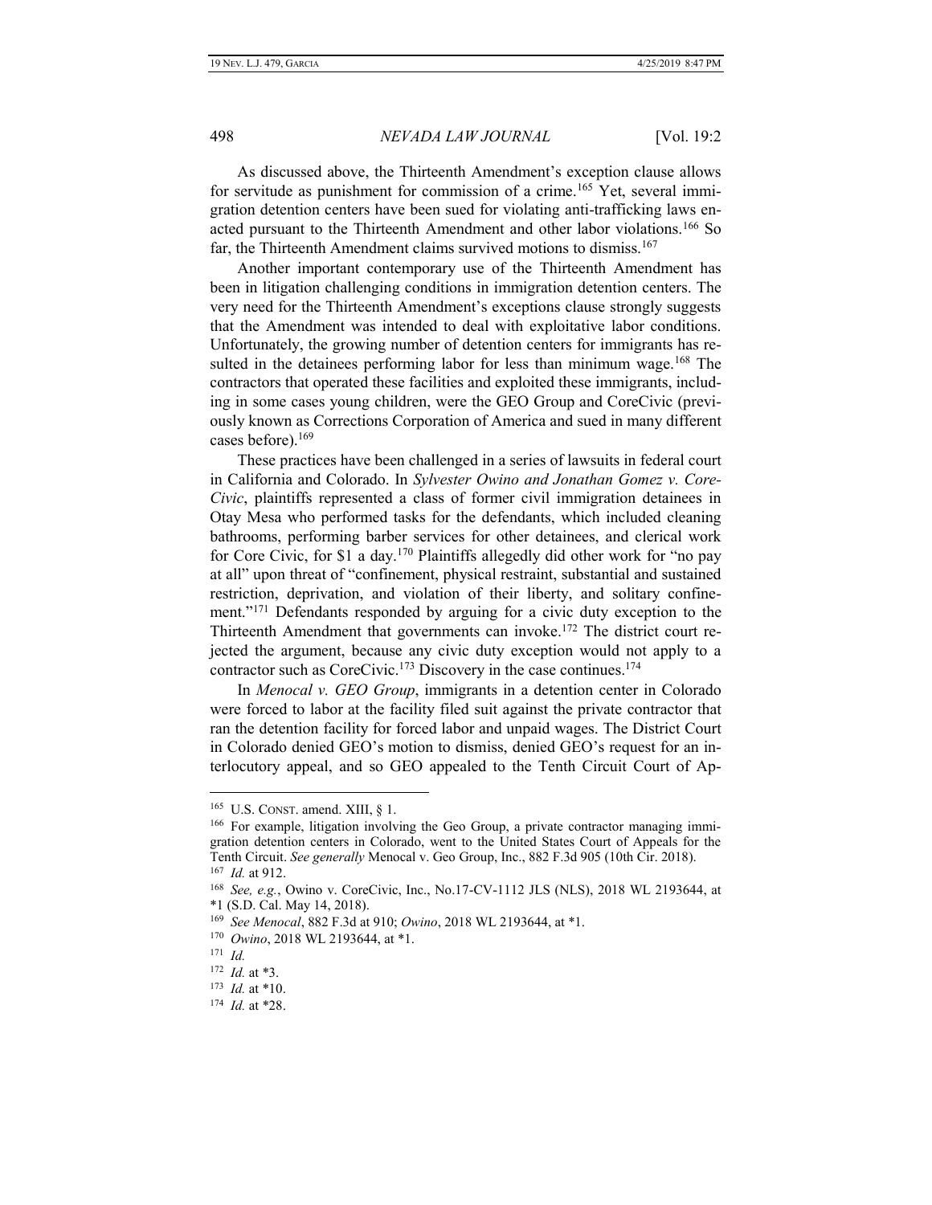As discussed above, the Thirteenth Amendment's exception clause allows for servitude as punishment for commission of a crime.[165] Yet, several immigration detention centers have been sued for violating anti-trafficking laws enacted pursuant to the Thirteenth Amendment and other labor violations.[166] So far, the Thirteenth Amendment claims survived motions to dismiss.[167]

Another important contemporary use of the Thirteenth Amendment has been in litigation challenging conditions in immigration detention centers. The very need for the Thirteenth Amendment's exceptions clause strongly suggests that the Amendment was intended to deal with exploitative labor conditions. Unfortunately, the growing number of detention centers for immigrants has resulted in the detainees performing labor for less than minimum wage.[168] The contractors that operated these facilities and exploited these immigrants, including in some cases young children, were the GEO Group and CoreCivic (previously known as Corrections Corporation of America and sued in many different cases before).[169]

These practices have been challenged in a series of lawsuits in federal court in California and Colorado. In *Sylvester Owino and Jonathan Gomez v. CoreCivic*, plaintiffs represented a class of former civil immigration detainees in Otay Mesa who performed tasks for the defendants, which included cleaning bathrooms, performing barber services for other detainees, and clerical work for Core Civic, for $1 a day.[170] Plaintiffs allegedly did other work for "no pay at all" upon threat of "confinement, physical restraint, substantial and sustained restriction, deprivation, and violation of their liberty, and solitary confinement."[171] Defendants responded by arguing for a civic duty exception to the Thirteenth Amendment that governments can invoke.[172] The district court rejected the argument, because any civic duty exception would not apply to a contractor such as CoreCivic.[173] Discovery in the case continues.[174]

In *Menocal v. GEO Group*, immigrants in a detention center in Colorado were forced to labor at the facility filed suit against the private contractor that ran the detention facility for forced labor and unpaid wages. The District Court in Colorado denied GEO's motion to dismiss, denied GEO's request for an interlocutory appeal, and so GEO appealed to the Tenth Circuit Court of Ap-

---

[165] U.S. CONST. amend. XIII, § 1.

[166] For example, litigation involving the Geo Group, a private contractor managing immigration detention centers in Colorado, went to the United States Court of Appeals for the Tenth Circuit. *See generally* Menocal v. Geo Group, Inc., 882 F.3d 905 (10th Cir. 2018).

[167] *Id.* at 912.

[168] *See, e.g.*, Owino v. CoreCivic, Inc., No.17-CV-1112 JLS (NLS), 2018 WL 2193644, at *1 (S.D. Cal. May 14, 2018).

[169] *See Menocal*, 882 F.3d at 910; *Owino*, 2018 WL 2193644, at *1.

[170] *Owino*, 2018 WL 2193644, at *1.

[171] *Id.*

[172] *Id.* at *3.

[173] *Id.* at *10.

[174] *Id.* at *28.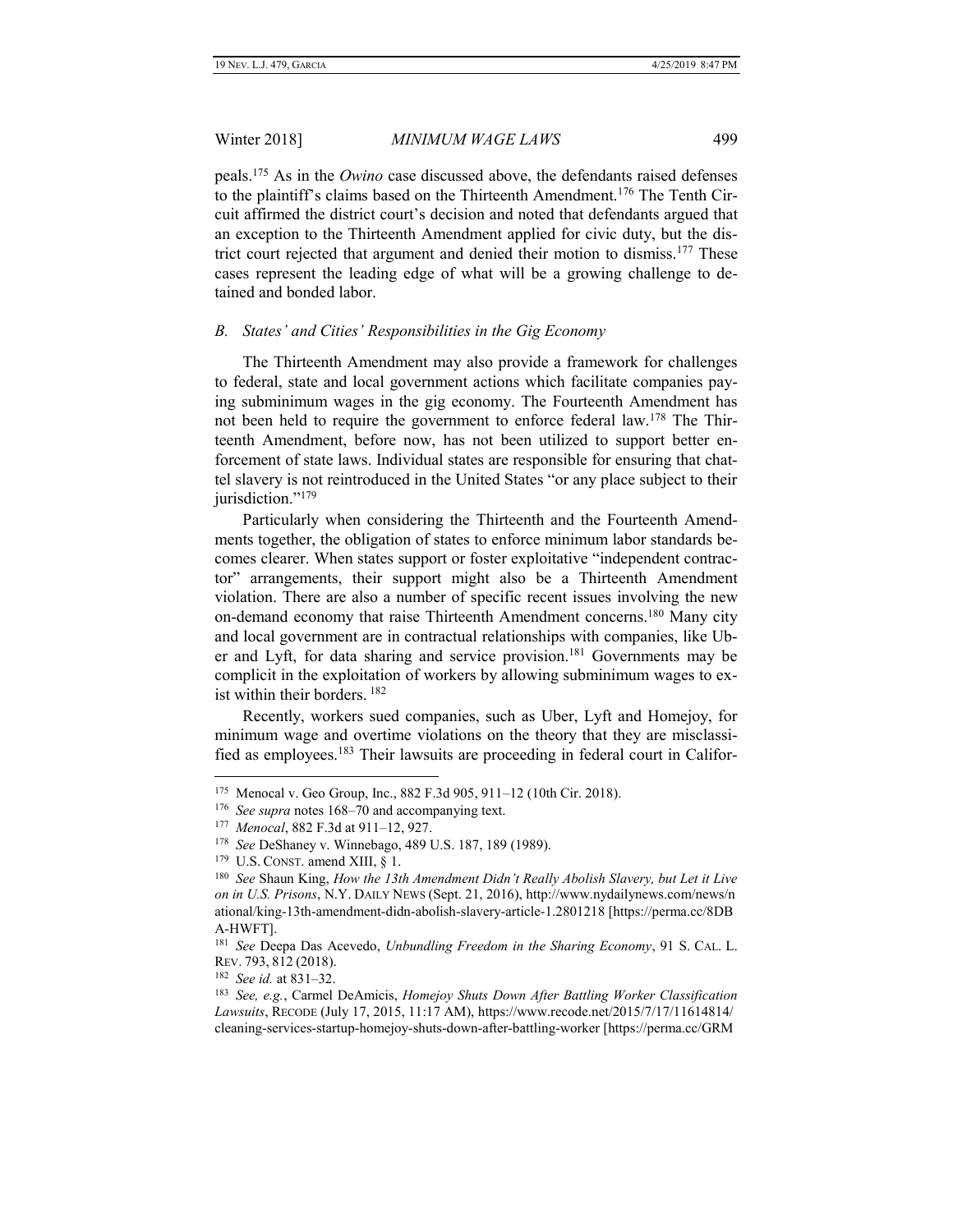peals.[175] As in the *Owino* case discussed above, the defendants raised defenses to the plaintiff's claims based on the Thirteenth Amendment.[176] The Tenth Circuit affirmed the district court's decision and noted that defendants argued that an exception to the Thirteenth Amendment applied for civic duty, but the district court rejected that argument and denied their motion to dismiss.[177] These cases represent the leading edge of what will be a growing challenge to detained and bonded labor.

### *B. States' and Cities' Responsibilities in the Gig Economy*

The Thirteenth Amendment may also provide a framework for challenges to federal, state and local government actions which facilitate companies paying subminimum wages in the gig economy. The Fourteenth Amendment has not been held to require the government to enforce federal law.[178] The Thirteenth Amendment, before now, has not been utilized to support better enforcement of state laws. Individual states are responsible for ensuring that chattel slavery is not reintroduced in the United States "or any place subject to their jurisdiction."[179]

Particularly when considering the Thirteenth and the Fourteenth Amendments together, the obligation of states to enforce minimum labor standards becomes clearer. When states support or foster exploitative "independent contractor" arrangements, their support might also be a Thirteenth Amendment violation. There are also a number of specific recent issues involving the new on-demand economy that raise Thirteenth Amendment concerns.[180] Many city and local government are in contractual relationships with companies, like Uber and Lyft, for data sharing and service provision.[181] Governments may be complicit in the exploitation of workers by allowing subminimum wages to exist within their borders.[182]

Recently, workers sued companies, such as Uber, Lyft and Homejoy, for minimum wage and overtime violations on the theory that they are misclassified as employees.[183] Their lawsuits are proceeding in federal court in Califor-

---

[175] Menocal v. Geo Group, Inc., 882 F.3d 905, 911–12 (10th Cir. 2018).

[176] *See supra* notes 168–70 and accompanying text.

[177] *Menocal*, 882 F.3d at 911–12, 927.

[178] *See* DeShaney v. Winnebago, 489 U.S. 187, 189 (1989).

[179] U.S. CONST. amend XIII, § 1.

[180] *See* Shaun King, *How the 13th Amendment Didn't Really Abolish Slavery, but Let it Live on in U.S. Prisons*, N.Y. DAILY NEWS (Sept. 21, 2016), http://www.nydailynews.com/news/national/king-13th-amendment-didn-abolish-slavery-article-1.2801218 [https://perma.cc/8DBA-HWFT].

[181] *See* Deepa Das Acevedo, *Unbundling Freedom in the Sharing Economy*, 91 S. CAL. L. REV. 793, 812 (2018).

[182] *See id.* at 831–32.

[183] *See, e.g.*, Carmel DeAmicis, *Homejoy Shuts Down After Battling Worker Classification Lawsuits*, RECODE (July 17, 2015, 11:17 AM), https://www.recode.net/2015/7/17/11614814/cleaning-services-startup-homejoy-shuts-down-after-battling-worker [https://perma.cc/GRM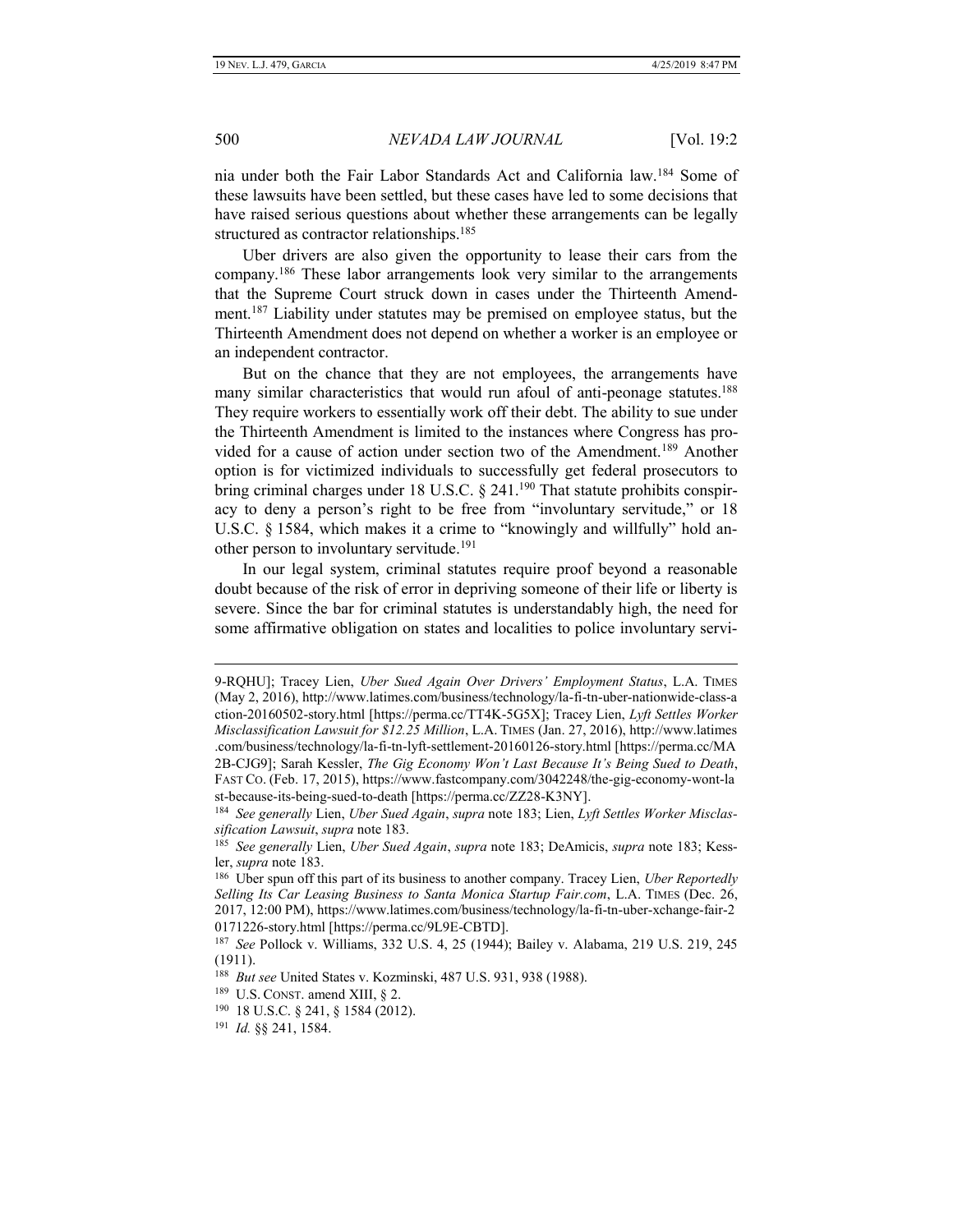nia under both the Fair Labor Standards Act and California law.[184] Some of these lawsuits have been settled, but these cases have led to some decisions that have raised serious questions about whether these arrangements can be legally structured as contractor relationships.[185]

Uber drivers are also given the opportunity to lease their cars from the company.[186] These labor arrangements look very similar to the arrangements that the Supreme Court struck down in cases under the Thirteenth Amendment.[187] Liability under statutes may be premised on employee status, but the Thirteenth Amendment does not depend on whether a worker is an employee or an independent contractor.

But on the chance that they are not employees, the arrangements have many similar characteristics that would run afoul of anti-peonage statutes.[188] They require workers to essentially work off their debt. The ability to sue under the Thirteenth Amendment is limited to the instances where Congress has provided for a cause of action under section two of the Amendment.[189] Another option is for victimized individuals to successfully get federal prosecutors to bring criminal charges under 18 U.S.C. § 241.[190] That statute prohibits conspiracy to deny a person's right to be free from "involuntary servitude," or 18 U.S.C. § 1584, which makes it a crime to "knowingly and willfully" hold another person to involuntary servitude.[191]

In our legal system, criminal statutes require proof beyond a reasonable doubt because of the risk of error in depriving someone of their life or liberty is severe. Since the bar for criminal statutes is understandably high, the need for some affirmative obligation on states and localities to police involuntary servi-

---

9-RQHU]; Tracey Lien, *Uber Sued Again Over Drivers' Employment Status*, L.A. TIMES (May 2, 2016), http://www.latimes.com/business/technology/la-fi-tn-uber-nationwide-class-action-20160502-story.html [https://perma.cc/TT4K-5G5X]; Tracey Lien, *Lyft Settles Worker Misclassification Lawsuit for $12.25 Million*, L.A. TIMES (Jan. 27, 2016), http://www.latimes.com/business/technology/la-fi-tn-lyft-settlement-20160126-story.html [https://perma.cc/MA2B-CJG9]; Sarah Kessler, *The Gig Economy Won't Last Because It's Being Sued to Death*, FAST CO. (Feb. 17, 2015), https://www.fastcompany.com/3042248/the-gig-economy-wont-last-because-its-being-sued-to-death [https://perma.cc/ZZ28-K3NY].

[184] *See generally* Lien, *Uber Sued Again*, *supra* note 183; Lien, *Lyft Settles Worker Misclassification Lawsuit*, *supra* note 183.

[185] *See generally* Lien, *Uber Sued Again*, *supra* note 183; DeAmicis, *supra* note 183; Kessler, *supra* note 183.

[186] Uber spun off this part of its business to another company. Tracey Lien, *Uber Reportedly Selling Its Car Leasing Business to Santa Monica Startup Fair.com*, L.A. TIMES (Dec. 26, 2017, 12:00 PM), https://www.latimes.com/business/technology/la-fi-tn-uber-xchange-fair-20171226-story.html [https://perma.cc/9L9E-CBTD].

[187] *See* Pollock v. Williams, 332 U.S. 4, 25 (1944); Bailey v. Alabama, 219 U.S. 219, 245 (1911).

[188] *But see* United States v. Kozminski, 487 U.S. 931, 938 (1988).

[189] U.S. CONST. amend XIII, § 2.

[190] 18 U.S.C. § 241, § 1584 (2012).

[191] *Id.* §§ 241, 1584.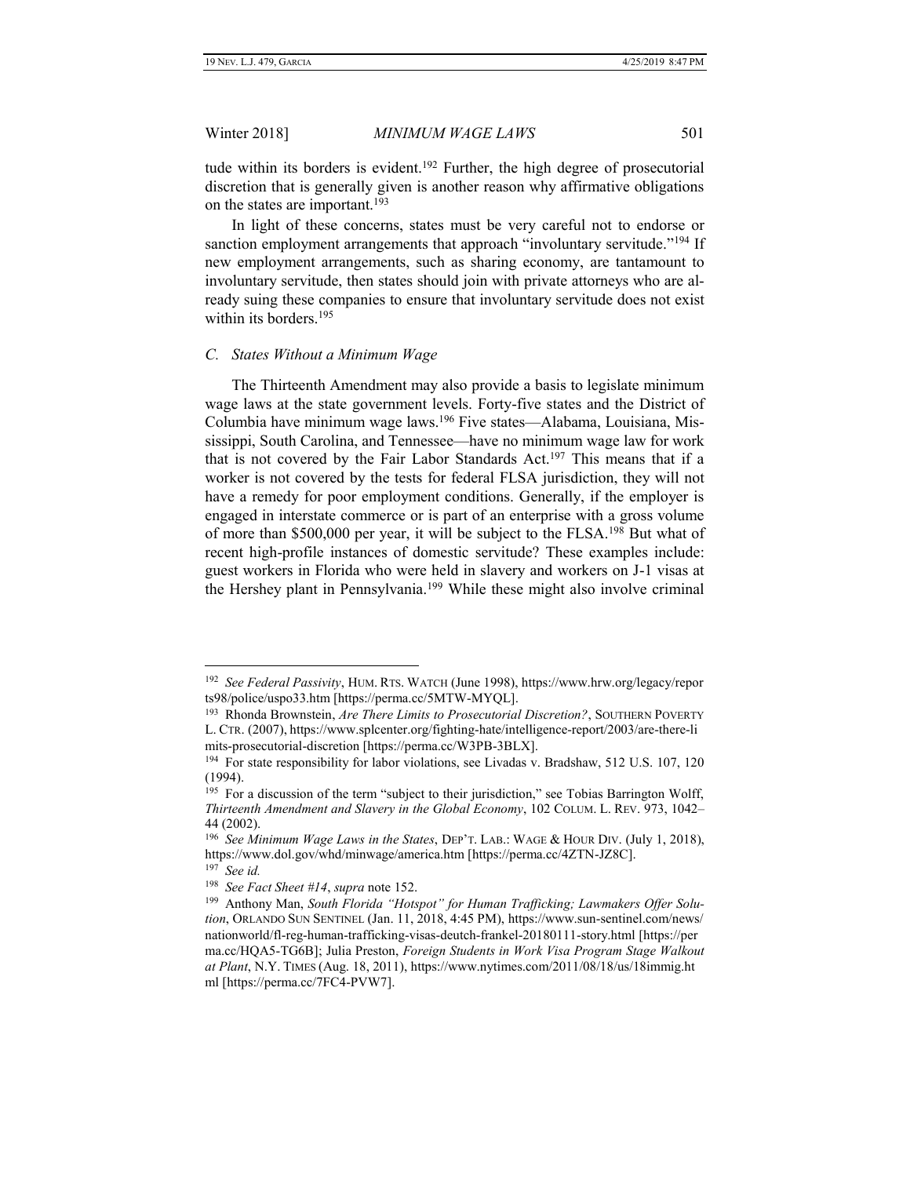tude within its borders is evident.[192] Further, the high degree of prosecutorial discretion that is generally given is another reason why affirmative obligations on the states are important.[193]

In light of these concerns, states must be very careful not to endorse or sanction employment arrangements that approach "involuntary servitude."[194] If new employment arrangements, such as sharing economy, are tantamount to involuntary servitude, then states should join with private attorneys who are already suing these companies to ensure that involuntary servitude does not exist within its borders.[195]

### *C. States Without a Minimum Wage*

The Thirteenth Amendment may also provide a basis to legislate minimum wage laws at the state government levels. Forty-five states and the District of Columbia have minimum wage laws.[196] Five states—Alabama, Louisiana, Mississippi, South Carolina, and Tennessee—have no minimum wage law for work that is not covered by the Fair Labor Standards Act.[197] This means that if a worker is not covered by the tests for federal FLSA jurisdiction, they will not have a remedy for poor employment conditions. Generally, if the employer is engaged in interstate commerce or is part of an enterprise with a gross volume of more than $500,000 per year, it will be subject to the FLSA.[198] But what of recent high-profile instances of domestic servitude? These examples include: guest workers in Florida who were held in slavery and workers on J-1 visas at the Hershey plant in Pennsylvania.[199] While these might also involve criminal

---

[192] *See Federal Passivity*, HUM. RTS. WATCH (June 1998), https://www.hrw.org/legacy/reports98/police/uspo33.htm [https://perma.cc/5MTW-MYQL].

[193] Rhonda Brownstein, *Are There Limits to Prosecutorial Discretion?*, SOUTHERN POVERTY L. CTR. (2007), https://www.splcenter.org/fighting-hate/intelligence-report/2003/are-there-limits-prosecutorial-discretion [https://perma.cc/W3PB-3BLX].

[194] For state responsibility for labor violations, see Livadas v. Bradshaw, 512 U.S. 107, 120 (1994).

[195] For a discussion of the term "subject to their jurisdiction," see Tobias Barrington Wolff, *Thirteenth Amendment and Slavery in the Global Economy*, 102 COLUM. L. REV. 973, 1042–44 (2002).

[196] *See Minimum Wage Laws in the States*, DEP'T. LAB.: WAGE & HOUR DIV. (July 1, 2018), https://www.dol.gov/whd/minwage/america.htm [https://perma.cc/4ZTN-JZ8C].

[197] *See id.*

[198] *See Fact Sheet #14*, *supra* note 152.

[199] Anthony Man, *South Florida "Hotspot" for Human Trafficking; Lawmakers Offer Solution*, ORLANDO SUN SENTINEL (Jan. 11, 2018, 4:45 PM), https://www.sun-sentinel.com/news/nationworld/fl-reg-human-trafficking-visas-deutch-frankel-20180111-story.html [https://perma.cc/HQA5-TG6B]; Julia Preston, *Foreign Students in Work Visa Program Stage Walkout at Plant*, N.Y. TIMES (Aug. 18, 2011), https://www.nytimes.com/2011/08/18/us/18immig.html [https://perma.cc/7FC4-PVW7].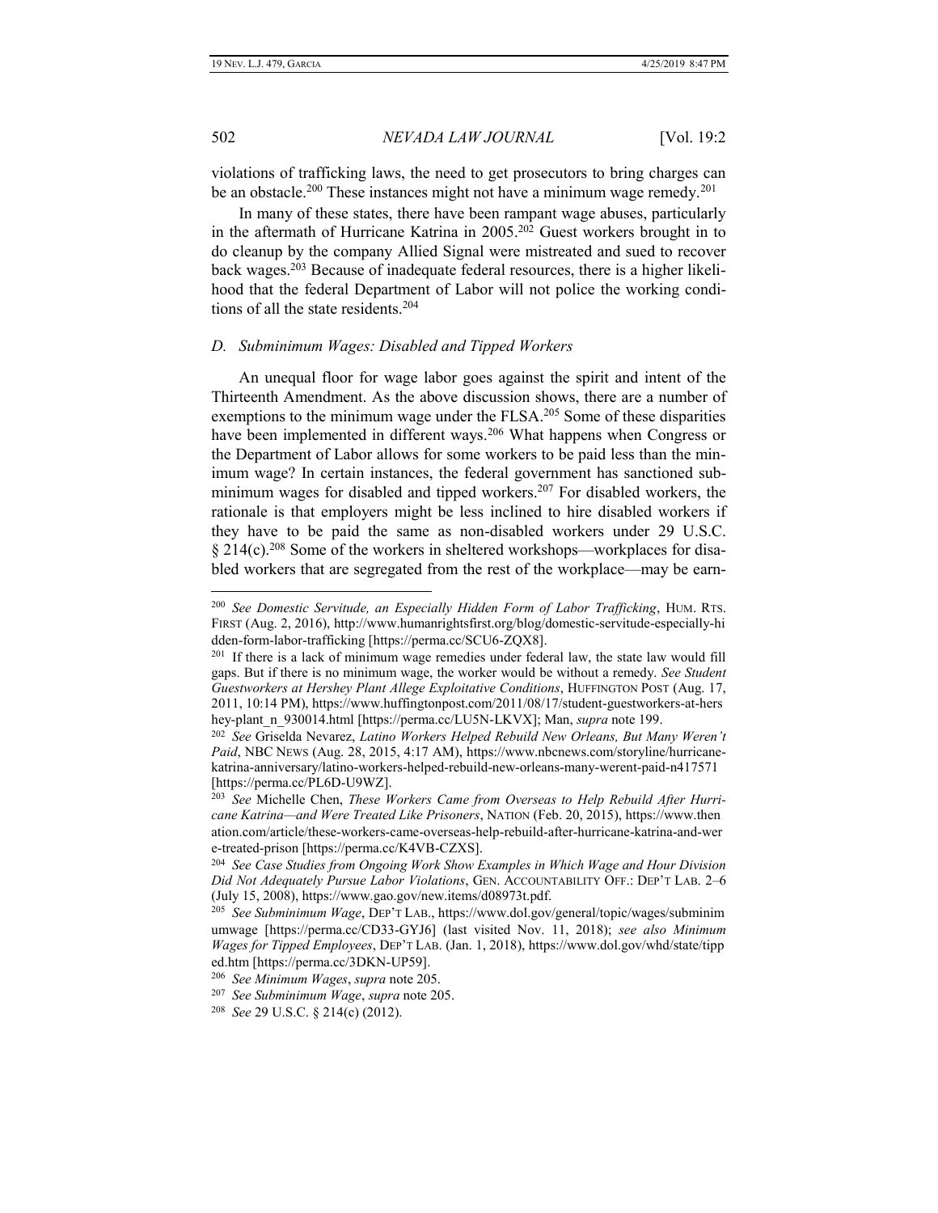violations of trafficking laws, the need to get prosecutors to bring charges can be an obstacle.[200] These instances might not have a minimum wage remedy.[201]

In many of these states, there have been rampant wage abuses, particularly in the aftermath of Hurricane Katrina in 2005.[202] Guest workers brought in to do cleanup by the company Allied Signal were mistreated and sued to recover back wages.[203] Because of inadequate federal resources, there is a higher likelihood that the federal Department of Labor will not police the working conditions of all the state residents.[204]

### *D. Subminimum Wages: Disabled and Tipped Workers*

An unequal floor for wage labor goes against the spirit and intent of the Thirteenth Amendment. As the above discussion shows, there are a number of exemptions to the minimum wage under the FLSA.[205] Some of these disparities have been implemented in different ways.[206] What happens when Congress or the Department of Labor allows for some workers to be paid less than the minimum wage? In certain instances, the federal government has sanctioned subminimum wages for disabled and tipped workers.[207] For disabled workers, the rationale is that employers might be less inclined to hire disabled workers if they have to be paid the same as non-disabled workers under 29 U.S.C. § 214(c).[208] Some of the workers in sheltered workshops—workplaces for disabled workers that are segregated from the rest of the workplace—may be earn-

---

[200] *See Domestic Servitude, an Especially Hidden Form of Labor Trafficking*, HUM. RTS. FIRST (Aug. 2, 2016), http://www.humanrightsfirst.org/blog/domestic-servitude-especially-hidden-form-labor-trafficking [https://perma.cc/SCU6-ZQX8].

[201] If there is a lack of minimum wage remedies under federal law, the state law would fill gaps. But if there is no minimum wage, the worker would be without a remedy. *See Student Guestworkers at Hershey Plant Allege Exploitative Conditions*, HUFFINGTON POST (Aug. 17, 2011, 10:14 PM), https://www.huffingtonpost.com/2011/08/17/student-guestworkers-at-hershey-plant_n_930014.html [https://perma.cc/LU5N-LKVX]; Man, *supra* note 199.

[202] *See* Griselda Nevarez, *Latino Workers Helped Rebuild New Orleans, But Many Weren't Paid*, NBC NEWS (Aug. 28, 2015, 4:17 AM), https://www.nbcnews.com/storyline/hurricane-katrina-anniversary/latino-workers-helped-rebuild-new-orleans-many-werent-paid-n417571 [https://perma.cc/PL6D-U9WZ].

[203] *See* Michelle Chen, *These Workers Came from Overseas to Help Rebuild After Hurricane Katrina—and Were Treated Like Prisoners*, NATION (Feb. 20, 2015), https://www.thenation.com/article/these-workers-came-overseas-help-rebuild-after-hurricane-katrina-and-were-treated-prison [https://perma.cc/K4VB-CZXS].

[204] *See Case Studies from Ongoing Work Show Examples in Which Wage and Hour Division Did Not Adequately Pursue Labor Violations*, GEN. ACCOUNTABILITY OFF.: DEP'T LAB. 2–6 (July 15, 2008), https://www.gao.gov/new.items/d08973t.pdf.

[205] *See Subminimum Wage*, DEP'T LAB., https://www.dol.gov/general/topic/wages/subminimumwage [https://perma.cc/CD33-GYJ6] (last visited Nov. 11, 2018); *see also Minimum Wages for Tipped Employees*, DEP'T LAB. (Jan. 1, 2018), https://www.dol.gov/whd/state/tipped.htm [https://perma.cc/3DKN-UP59].

[206] *See Minimum Wages*, *supra* note 205.

[207] *See Subminimum Wage*, *supra* note 205.

[208] *See* 29 U.S.C. § 214(c) (2012).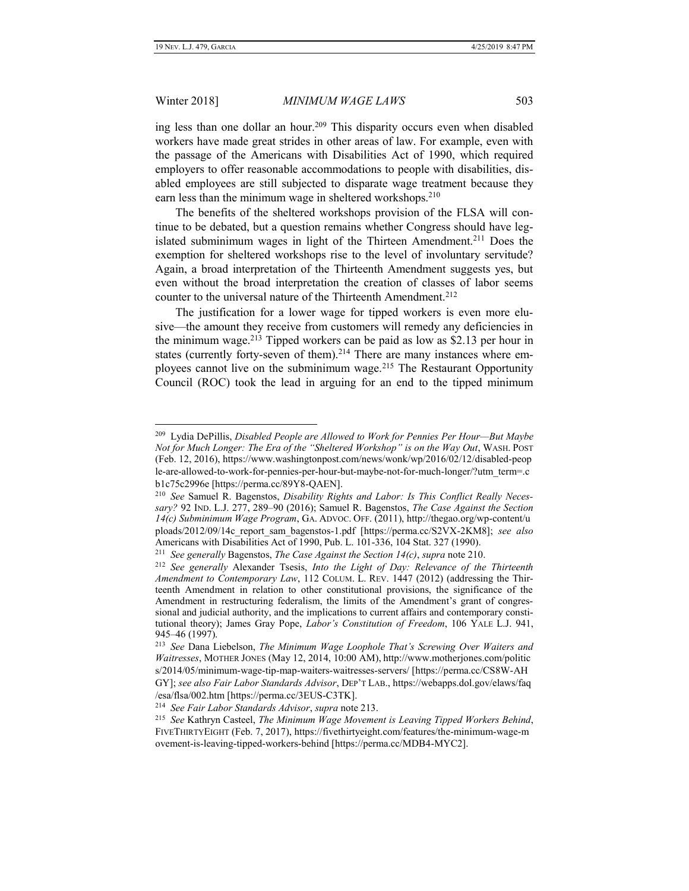ing less than one dollar an hour.[209] This disparity occurs even when disabled workers have made great strides in other areas of law. For example, even with the passage of the Americans with Disabilities Act of 1990, which required employers to offer reasonable accommodations to people with disabilities, disabled employees are still subjected to disparate wage treatment because they earn less than the minimum wage in sheltered workshops.[210]

The benefits of the sheltered workshops provision of the FLSA will continue to be debated, but a question remains whether Congress should have legislated subminimum wages in light of the Thirteen Amendment.[211] Does the exemption for sheltered workshops rise to the level of involuntary servitude? Again, a broad interpretation of the Thirteenth Amendment suggests yes, but even without the broad interpretation the creation of classes of labor seems counter to the universal nature of the Thirteenth Amendment.[212]

The justification for a lower wage for tipped workers is even more elusive—the amount they receive from customers will remedy any deficiencies in the minimum wage.[213] Tipped workers can be paid as low as $2.13 per hour in states (currently forty-seven of them).[214] There are many instances where employees cannot live on the subminimum wage.[215] The Restaurant Opportunity Council (ROC) took the lead in arguing for an end to the tipped minimum

---

[209] Lydia DePillis, *Disabled People are Allowed to Work for Pennies Per Hour—But Maybe Not for Much Longer: The Era of the "Sheltered Workshop" is on the Way Out*, WASH. POST (Feb. 12, 2016), https://www.washingtonpost.com/news/wonk/wp/2016/02/12/disabled-people-are-allowed-to-work-for-pennies-per-hour-but-maybe-not-for-much-longer/?utm_term=.cb1c75c2996e [https://perma.cc/89Y8-QAEN].

[210] *See* Samuel R. Bagenstos, *Disability Rights and Labor: Is This Conflict Really Necessary?* 92 IND. L.J. 277, 289–90 (2016); Samuel R. Bagenstos, *The Case Against the Section 14(c) Subminimum Wage Program*, GA. ADVOC. OFF. (2011), http://thegao.org/wp-content/uploads/2012/09/14c_report_sam_bagenstos-1.pdf [https://perma.cc/S2VX-2KM8]; *see also* Americans with Disabilities Act of 1990, Pub. L. 101-336, 104 Stat. 327 (1990).

[211] *See generally* Bagenstos, *The Case Against the Section 14(c)*, *supra* note 210.

[212] *See generally* Alexander Tsesis, *Into the Light of Day: Relevance of the Thirteenth Amendment to Contemporary Law*, 112 COLUM. L. REV. 1447 (2012) (addressing the Thirteenth Amendment in relation to other constitutional provisions, the significance of the Amendment in restructuring federalism, the limits of the Amendment's grant of congressional and judicial authority, and the implications to current affairs and contemporary constitutional theory); James Gray Pope, *Labor's Constitution of Freedom*, 106 YALE L.J. 941, 945–46 (1997).

[213] *See* Dana Liebelson, *The Minimum Wage Loophole That's Screwing Over Waiters and Waitresses*, MOTHER JONES (May 12, 2014, 10:00 AM), http://www.motherjones.com/politics/2014/05/minimum-wage-tip-map-waiters-waitresses-servers/ [https://perma.cc/CS8W-AHGY]; *see also Fair Labor Standards Advisor*, DEP'T LAB., https://webapps.dol.gov/elaws/faq/esa/flsa/002.htm [https://perma.cc/3EUS-C3TK].

[214] *See Fair Labor Standards Advisor*, *supra* note 213.

[215] *See* Kathryn Casteel, *The Minimum Wage Movement is Leaving Tipped Workers Behind*, FIVETHIRTYEIGHT (Feb. 7, 2017), https://fivethirtyeight.com/features/the-minimum-wage-movement-is-leaving-tipped-workers-behind [https://perma.cc/MDB4-MYC2].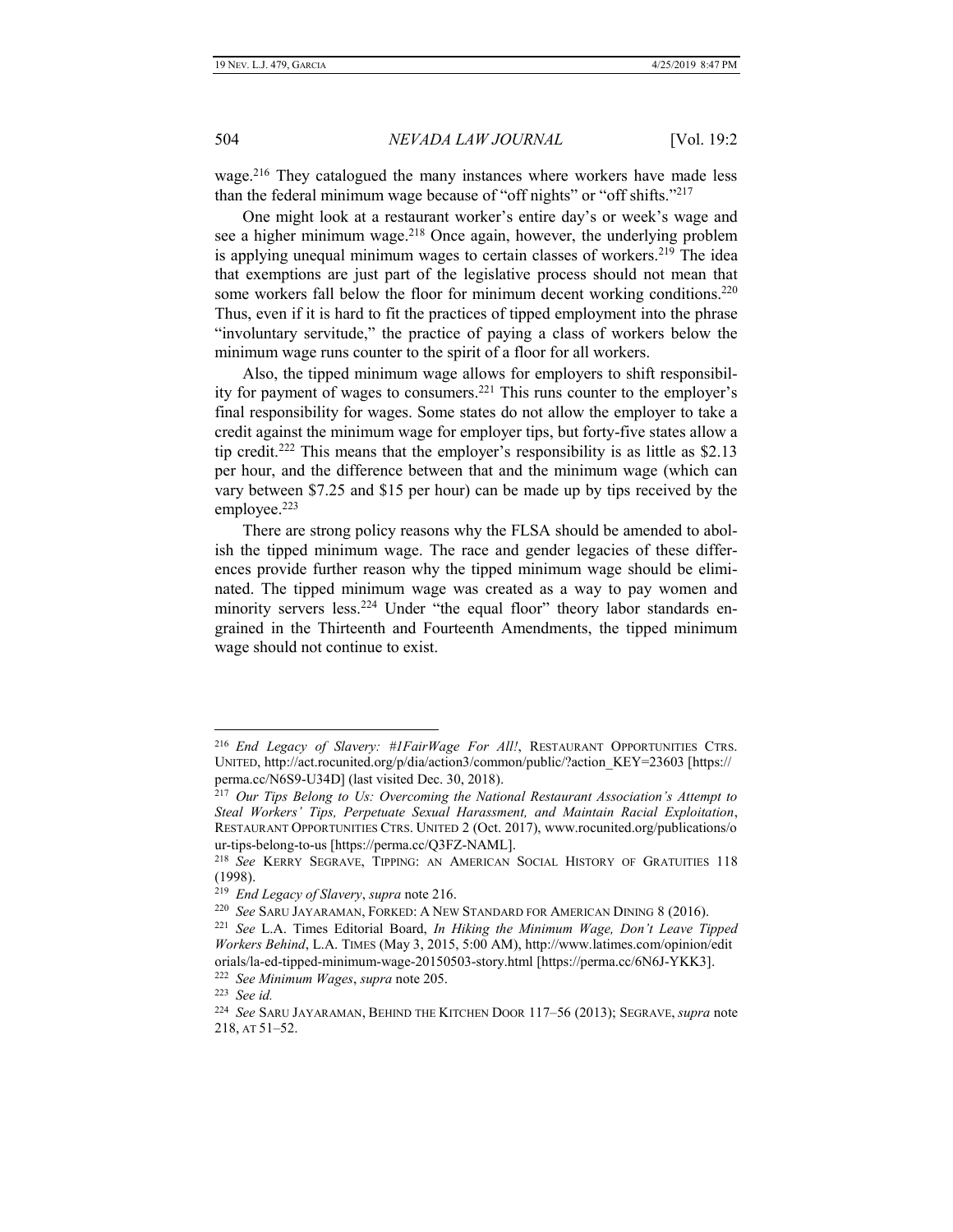wage.[216] They catalogued the many instances where workers have made less than the federal minimum wage because of "off nights" or "off shifts."[217]

One might look at a restaurant worker's entire day's or week's wage and see a higher minimum wage.[218] Once again, however, the underlying problem is applying unequal minimum wages to certain classes of workers.[219] The idea that exemptions are just part of the legislative process should not mean that some workers fall below the floor for minimum decent working conditions.[220] Thus, even if it is hard to fit the practices of tipped employment into the phrase "involuntary servitude," the practice of paying a class of workers below the minimum wage runs counter to the spirit of a floor for all workers.

Also, the tipped minimum wage allows for employers to shift responsibility for payment of wages to consumers.[221] This runs counter to the employer's final responsibility for wages. Some states do not allow the employer to take a credit against the minimum wage for employer tips, but forty-five states allow a tip credit.[222] This means that the employer's responsibility is as little as \$2.13 per hour, and the difference between that and the minimum wage (which can vary between \$7.25 and \$15 per hour) can be made up by tips received by the employee.[223]

There are strong policy reasons why the FLSA should be amended to abolish the tipped minimum wage. The race and gender legacies of these differences provide further reason why the tipped minimum wage should be eliminated. The tipped minimum wage was created as a way to pay women and minority servers less.[224] Under "the equal floor" theory labor standards engrained in the Thirteenth and Fourteenth Amendments, the tipped minimum wage should not continue to exist.

---

[216] *End Legacy of Slavery: #1FairWage For All!*, RESTAURANT OPPORTUNITIES CTRS. UNITED, http://act.rocunited.org/p/dia/action3/common/public/?action_KEY=23603 [https://perma.cc/N6S9-U34D] (last visited Dec. 30, 2018).

[217] *Our Tips Belong to Us: Overcoming the National Restaurant Association's Attempt to Steal Workers' Tips, Perpetuate Sexual Harassment, and Maintain Racial Exploitation*, RESTAURANT OPPORTUNITIES CTRS. UNITED 2 (Oct. 2017), www.rocunited.org/publications/our-tips-belong-to-us [https://perma.cc/Q3FZ-NAML].

[218] *See* KERRY SEGRAVE, TIPPING: AN AMERICAN SOCIAL HISTORY OF GRATUITIES 118 (1998).

[219] *End Legacy of Slavery*, *supra* note 216.

[220] *See* SARU JAYARAMAN, FORKED: A NEW STANDARD FOR AMERICAN DINING 8 (2016).

[221] *See* L.A. Times Editorial Board, *In Hiking the Minimum Wage, Don't Leave Tipped Workers Behind*, L.A. TIMES (May 3, 2015, 5:00 AM), http://www.latimes.com/opinion/editorials/la-ed-tipped-minimum-wage-20150503-story.html [https://perma.cc/6N6J-YKK3].

[222] *See Minimum Wages*, *supra* note 205.

[223] *See id.*

[224] *See* SARU JAYARAMAN, BEHIND THE KITCHEN DOOR 117–56 (2013); SEGRAVE, *supra* note 218, AT 51–52.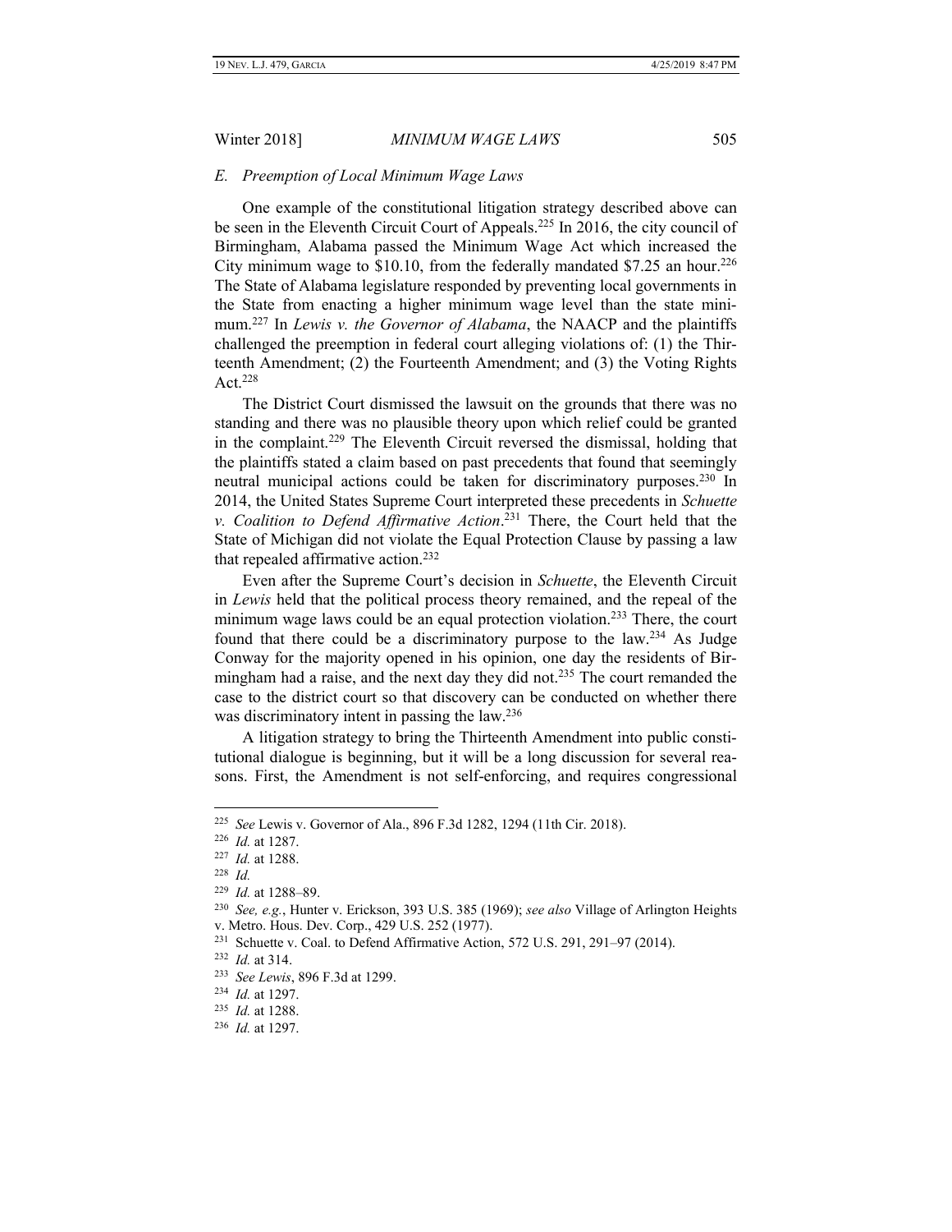### E. Preemption of Local Minimum Wage Laws

One example of the constitutional litigation strategy described above can be seen in the Eleventh Circuit Court of Appeals.[225] In 2016, the city council of Birmingham, Alabama passed the Minimum Wage Act which increased the City minimum wage to $10.10, from the federally mandated $7.25 an hour.[226] The State of Alabama legislature responded by preventing local governments in the State from enacting a higher minimum wage level than the state minimum.[227] In *Lewis v. the Governor of Alabama*, the NAACP and the plaintiffs challenged the preemption in federal court alleging violations of: (1) the Thirteenth Amendment; (2) the Fourteenth Amendment; and (3) the Voting Rights Act.[228]

The District Court dismissed the lawsuit on the grounds that there was no standing and there was no plausible theory upon which relief could be granted in the complaint.[229] The Eleventh Circuit reversed the dismissal, holding that the plaintiffs stated a claim based on past precedents that found that seemingly neutral municipal actions could be taken for discriminatory purposes.[230] In 2014, the United States Supreme Court interpreted these precedents in *Schuette v. Coalition to Defend Affirmative Action*.[231] There, the Court held that the State of Michigan did not violate the Equal Protection Clause by passing a law that repealed affirmative action.[232]

Even after the Supreme Court's decision in *Schuette*, the Eleventh Circuit in *Lewis* held that the political process theory remained, and the repeal of the minimum wage laws could be an equal protection violation.[233] There, the court found that there could be a discriminatory purpose to the law.[234] As Judge Conway for the majority opened in his opinion, one day the residents of Birmingham had a raise, and the next day they did not.[235] The court remanded the case to the district court so that discovery can be conducted on whether there was discriminatory intent in passing the law.[236]

A litigation strategy to bring the Thirteenth Amendment into public constitutional dialogue is beginning, but it will be a long discussion for several reasons. First, the Amendment is not self-enforcing, and requires congressional

---

[225] *See* Lewis v. Governor of Ala., 896 F.3d 1282, 1294 (11th Cir. 2018).

[226] *Id.* at 1287.

[227] *Id.* at 1288.

[228] *Id.*

[229] *Id.* at 1288–89.

[230] *See, e.g.*, Hunter v. Erickson, 393 U.S. 385 (1969); *see also* Village of Arlington Heights v. Metro. Hous. Dev. Corp., 429 U.S. 252 (1977).

[231] Schuette v. Coal. to Defend Affirmative Action, 572 U.S. 291, 291–97 (2014).

[232] *Id.* at 314.

[233] *See Lewis*, 896 F.3d at 1299.

[234] *Id.* at 1297.

[235] *Id.* at 1288.

[236] *Id.* at 1297.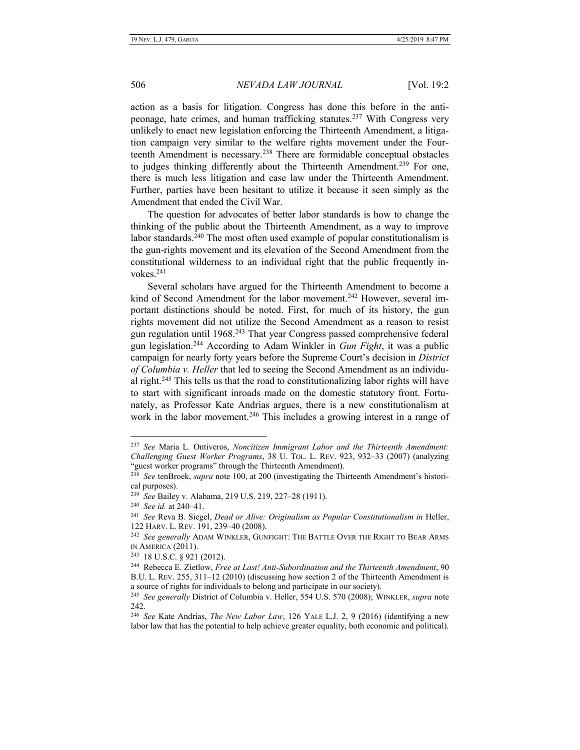action as a basis for litigation. Congress has done this before in the anti-peonage, hate crimes, and human trafficking statutes.[237] With Congress very unlikely to enact new legislation enforcing the Thirteenth Amendment, a litigation campaign very similar to the welfare rights movement under the Fourteenth Amendment is necessary.[238] There are formidable conceptual obstacles to judges thinking differently about the Thirteenth Amendment.[239] For one, there is much less litigation and case law under the Thirteenth Amendment. Further, parties have been hesitant to utilize it because it seen simply as the Amendment that ended the Civil War.

The question for advocates of better labor standards is how to change the thinking of the public about the Thirteenth Amendment, as a way to improve labor standards.[240] The most often used example of popular constitutionalism is the gun-rights movement and its elevation of the Second Amendment from the constitutional wilderness to an individual right that the public frequently invokes.[241]

Several scholars have argued for the Thirteenth Amendment to become a kind of Second Amendment for the labor movement.[242] However, several important distinctions should be noted. First, for much of its history, the gun rights movement did not utilize the Second Amendment as a reason to resist gun regulation until 1968.[243] That year Congress passed comprehensive federal gun legislation.[244] According to Adam Winkler in *Gun Fight*, it was a public campaign for nearly forty years before the Supreme Court's decision in *District of Columbia v. Heller* that led to seeing the Second Amendment as an individual right.[245] This tells us that the road to constitutionalizing labor rights will have to start with significant inroads made on the domestic statutory front. Fortunately, as Professor Kate Andrias argues, there is a new constitutionalism at work in the labor movement.[246] This includes a growing interest in a range of

---

[237] *See* Maria L. Ontiveros, *Noncitizen Immigrant Labor and the Thirteenth Amendment: Challenging Guest Worker Programs*, 38 U. TOL. L. REV. 923, 932–33 (2007) (analyzing "guest worker programs" through the Thirteenth Amendment).

[238] *See* tenBroek, *supra* note 100, at 200 (investigating the Thirteenth Amendment's historical purposes).

[239] *See* Bailey v. Alabama, 219 U.S. 219, 227–28 (1911).

[240] *See id.* at 240–41.

[241] *See* Reva B. Siegel, *Dead or Alive: Originalism as Popular Constitutionalism in* Heller, 122 HARV. L. REV. 191, 239–40 (2008).

[242] *See generally* ADAM WINKLER, GUNFIGHT: THE BATTLE OVER THE RIGHT TO BEAR ARMS IN AMERICA (2011).

[243] 18 U.S.C. § 921 (2012).

[244] Rebecca E. Zietlow, *Free at Last! Anti-Subordination and the Thirteenth Amendment*, 90 B.U. L. REV. 255, 311–12 (2010) (discussing how section 2 of the Thirteenth Amendment is a source of rights for individuals to belong and participate in our society).

[245] *See generally* District of Columbia v. Heller, 554 U.S. 570 (2008); WINKLER, *supra* note 242.

[246] *See* Kate Andrias, *The New Labor Law*, 126 YALE L.J. 2, 9 (2016) (identifying a new labor law that has the potential to help achieve greater equality, both economic and political).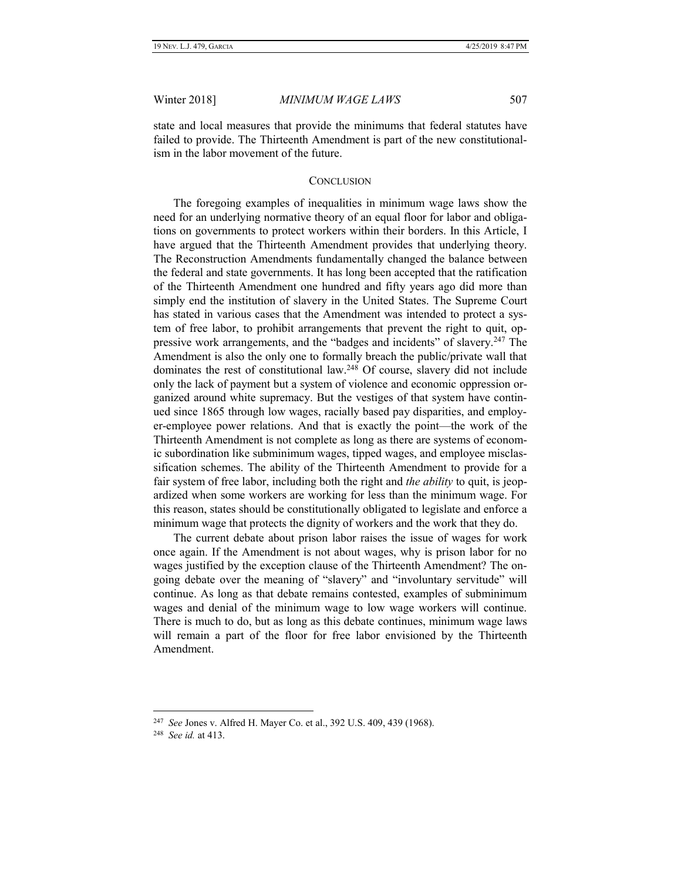state and local measures that provide the minimums that federal statutes have failed to provide. The Thirteenth Amendment is part of the new constitutionalism in the labor movement of the future.

## CONCLUSION

The foregoing examples of inequalities in minimum wage laws show the need for an underlying normative theory of an equal floor for labor and obligations on governments to protect workers within their borders. In this Article, I have argued that the Thirteenth Amendment provides that underlying theory. The Reconstruction Amendments fundamentally changed the balance between the federal and state governments. It has long been accepted that the ratification of the Thirteenth Amendment one hundred and fifty years ago did more than simply end the institution of slavery in the United States. The Supreme Court has stated in various cases that the Amendment was intended to protect a system of free labor, to prohibit arrangements that prevent the right to quit, oppressive work arrangements, and the "badges and incidents" of slavery.[247] The Amendment is also the only one to formally breach the public/private wall that dominates the rest of constitutional law.[248] Of course, slavery did not include only the lack of payment but a system of violence and economic oppression organized around white supremacy. But the vestiges of that system have continued since 1865 through low wages, racially based pay disparities, and employer-employee power relations. And that is exactly the point—the work of the Thirteenth Amendment is not complete as long as there are systems of economic subordination like subminimum wages, tipped wages, and employee misclassification schemes. The ability of the Thirteenth Amendment to provide for a fair system of free labor, including both the right and *the ability* to quit, is jeopardized when some workers are working for less than the minimum wage. For this reason, states should be constitutionally obligated to legislate and enforce a minimum wage that protects the dignity of workers and the work that they do.

The current debate about prison labor raises the issue of wages for work once again. If the Amendment is not about wages, why is prison labor for no wages justified by the exception clause of the Thirteenth Amendment? The ongoing debate over the meaning of "slavery" and "involuntary servitude" will continue. As long as that debate remains contested, examples of subminimum wages and denial of the minimum wage to low wage workers will continue. There is much to do, but as long as this debate continues, minimum wage laws will remain a part of the floor for free labor envisioned by the Thirteenth Amendment.

---

[247] *See* Jones v. Alfred H. Mayer Co. et al., 392 U.S. 409, 439 (1968).

[248] *See id.* at 413.